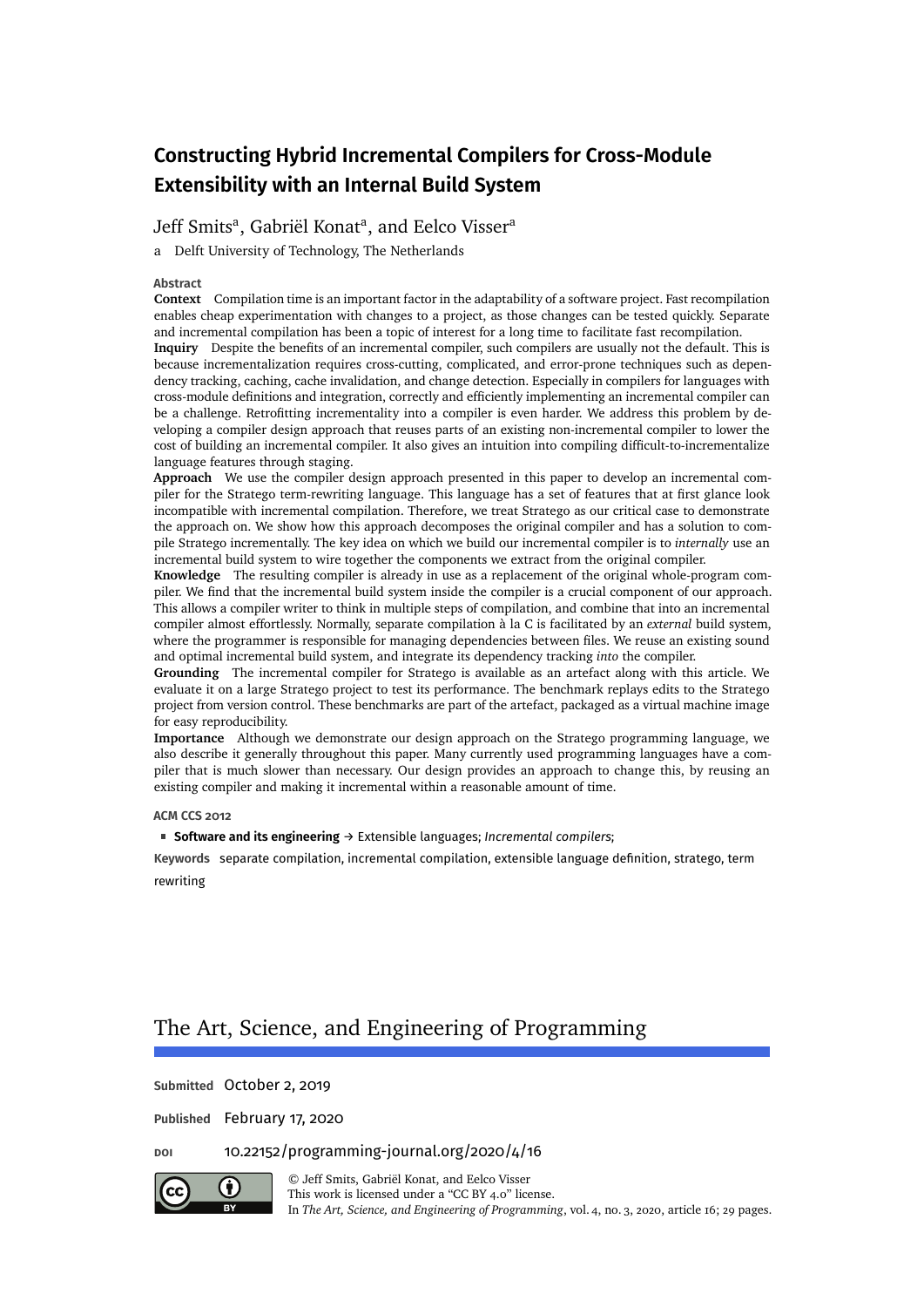# Constructing Hybrid Incremental Compilers for Cross-Module Extensibility with an Internal Build System

Jeff Smits[a], Gabriël Konat[a], and Eelco Visser[a]

a Delft University of Technology, The Netherlands

**Abstract**

**Context** Compilation time is an important factor in the adaptability of a software project. Fast recompilation enables cheap experimentation with changes to a project, as those changes can be tested quickly. Separate and incremental compilation has been a topic of interest for a long time to facilitate fast recompilation.

**Inquiry** Despite the benefits of an incremental compiler, such compilers are usually not the default. This is because incrementalization requires cross-cutting, complicated, and error-prone techniques such as dependency tracking, caching, cache invalidation, and change detection. Especially in compilers for languages with cross-module definitions and integration, correctly and efficiently implementing an incremental compiler can be a challenge. Retrofitting incrementality into a compiler is even harder. We address this problem by developing a compiler design approach that reuses parts of an existing non-incremental compiler to lower the cost of building an incremental compiler. It also gives an intuition into compiling difficult-to-incrementalize language features through staging.

**Approach** We use the compiler design approach presented in this paper to develop an incremental compiler for the Stratego term-rewriting language. This language has a set of features that at first glance look incompatible with incremental compilation. Therefore, we treat Stratego as our critical case to demonstrate the approach on. We show how this approach decomposes the original compiler and has a solution to compile Stratego incrementally. The key idea on which we build our incremental compiler is to *internally* use an incremental build system to wire together the components we extract from the original compiler.

**Knowledge** The resulting compiler is already in use as a replacement of the original whole-program compiler. We find that the incremental build system inside the compiler is a crucial component of our approach. This allows a compiler writer to think in multiple steps of compilation, and combine that into an incremental compiler almost effortlessly. Normally, separate compilation à la C is facilitated by an *external* build system, where the programmer is responsible for managing dependencies between files. We reuse an existing sound and optimal incremental build system, and integrate its dependency tracking *into* the compiler.

**Grounding** The incremental compiler for Stratego is available as an artefact along with this article. We evaluate it on a large Stratego project to test its performance. The benchmark replays edits to the Stratego project from version control. These benchmarks are part of the artefact, packaged as a virtual machine image for easy reproducibility.

**Importance** Although we demonstrate our design approach on the Stratego programming language, we also describe it generally throughout this paper. Many currently used programming languages have a compiler that is much slower than necessary. Our design provides an approach to change this, by reusing an existing compiler and making it incremental within a reasonable amount of time.

**ACM CCS 2012**

- **Software and its engineering** → Extensible languages; *Incremental compilers*;

**Keywords** separate compilation, incremental compilation, extensible language definition, stratego, term rewriting

## The Art, Science, and Engineering of Programming

**Submitted** October 2, 2019

**Published** February 17, 2020

**DOI** 10.22152/programming-journal.org/2020/4/16

© Jeff Smits, Gabriël Konat, and Eelco Visser
This work is licensed under a "CC BY 4.0" license.
In *The Art, Science, and Engineering of Programming*, vol. 4, no. 3, 2020, article 16; 29 pages.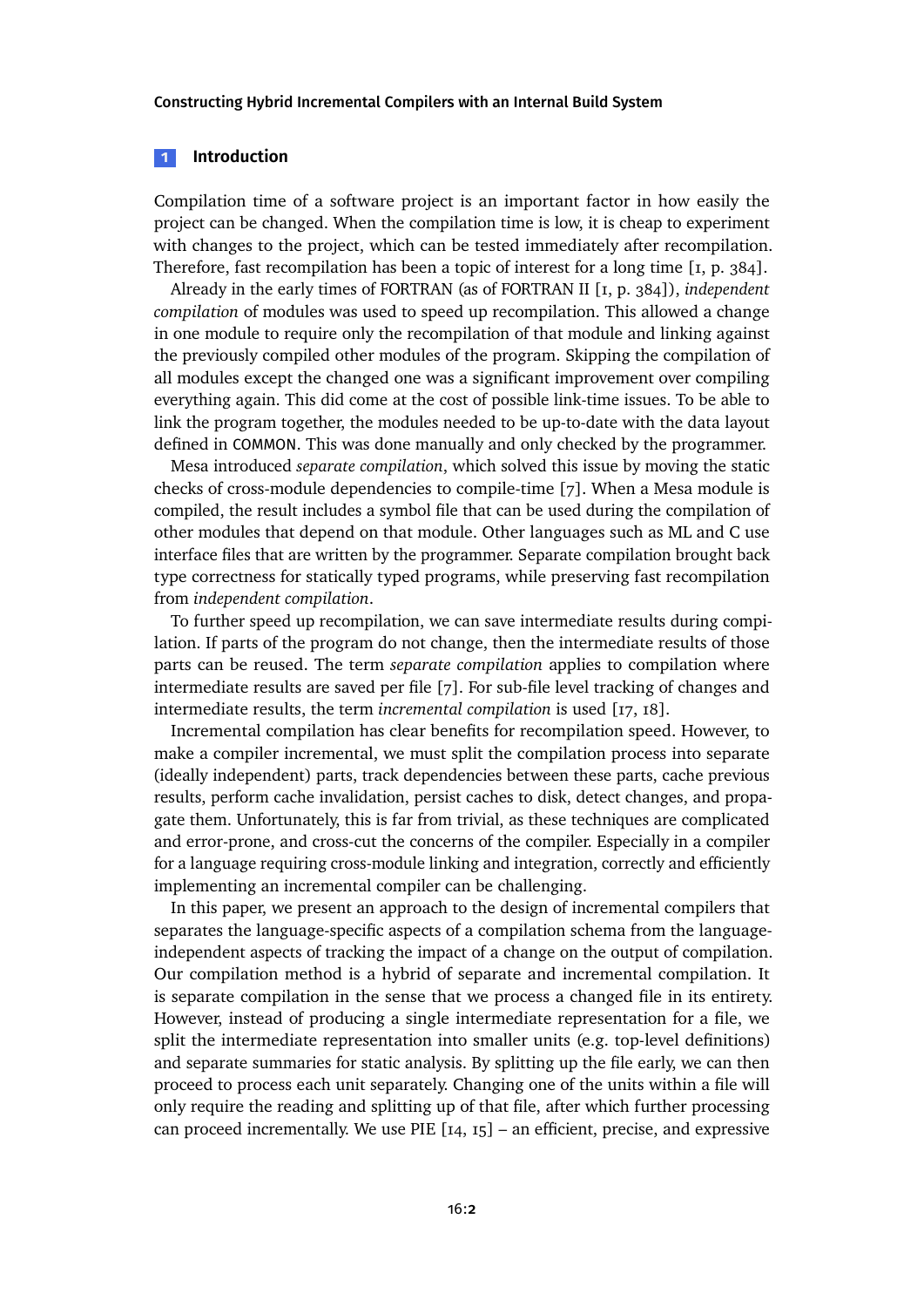## 1 Introduction

Compilation time of a software project is an important factor in how easily the project can be changed. When the compilation time is low, it is cheap to experiment with changes to the project, which can be tested immediately after recompilation. Therefore, fast recompilation has been a topic of interest for a long time [1, p. 384].

Already in the early times of FORTRAN (as of FORTRAN II [1, p. 384]), *independent compilation* of modules was used to speed up recompilation. This allowed a change in one module to require only the recompilation of that module and linking against the previously compiled other modules of the program. Skipping the compilation of all modules except the changed one was a significant improvement over compiling everything again. This did come at the cost of possible link-time issues. To be able to link the program together, the modules needed to be up-to-date with the data layout defined in `COMMON`. This was done manually and only checked by the programmer.

Mesa introduced *separate compilation*, which solved this issue by moving the static checks of cross-module dependencies to compile-time [7]. When a Mesa module is compiled, the result includes a symbol file that can be used during the compilation of other modules that depend on that module. Other languages such as ML and C use interface files that are written by the programmer. Separate compilation brought back type correctness for statically typed programs, while preserving fast recompilation from *independent compilation*.

To further speed up recompilation, we can save intermediate results during compilation. If parts of the program do not change, then the intermediate results of those parts can be reused. The term *separate compilation* applies to compilation where intermediate results are saved per file [7]. For sub-file level tracking of changes and intermediate results, the term *incremental compilation* is used [17, 18].

Incremental compilation has clear benefits for recompilation speed. However, to make a compiler incremental, we must split the compilation process into separate (ideally independent) parts, track dependencies between these parts, cache previous results, perform cache invalidation, persist caches to disk, detect changes, and propagate them. Unfortunately, this is far from trivial, as these techniques are complicated and error-prone, and cross-cut the concerns of the compiler. Especially in a compiler for a language requiring cross-module linking and integration, correctly and efficiently implementing an incremental compiler can be challenging.

In this paper, we present an approach to the design of incremental compilers that separates the language-specific aspects of a compilation schema from the language-independent aspects of tracking the impact of a change on the output of compilation. Our compilation method is a hybrid of separate and incremental compilation. It is separate compilation in the sense that we process a changed file in its entirety. However, instead of producing a single intermediate representation for a file, we split the intermediate representation into smaller units (e.g. top-level definitions) and separate summaries for static analysis. By splitting up the file early, we can then proceed to process each unit separately. Changing one of the units within a file will only require the reading and splitting up of that file, after which further processing can proceed incrementally. We use PIE [14, 15] – an efficient, precise, and expressive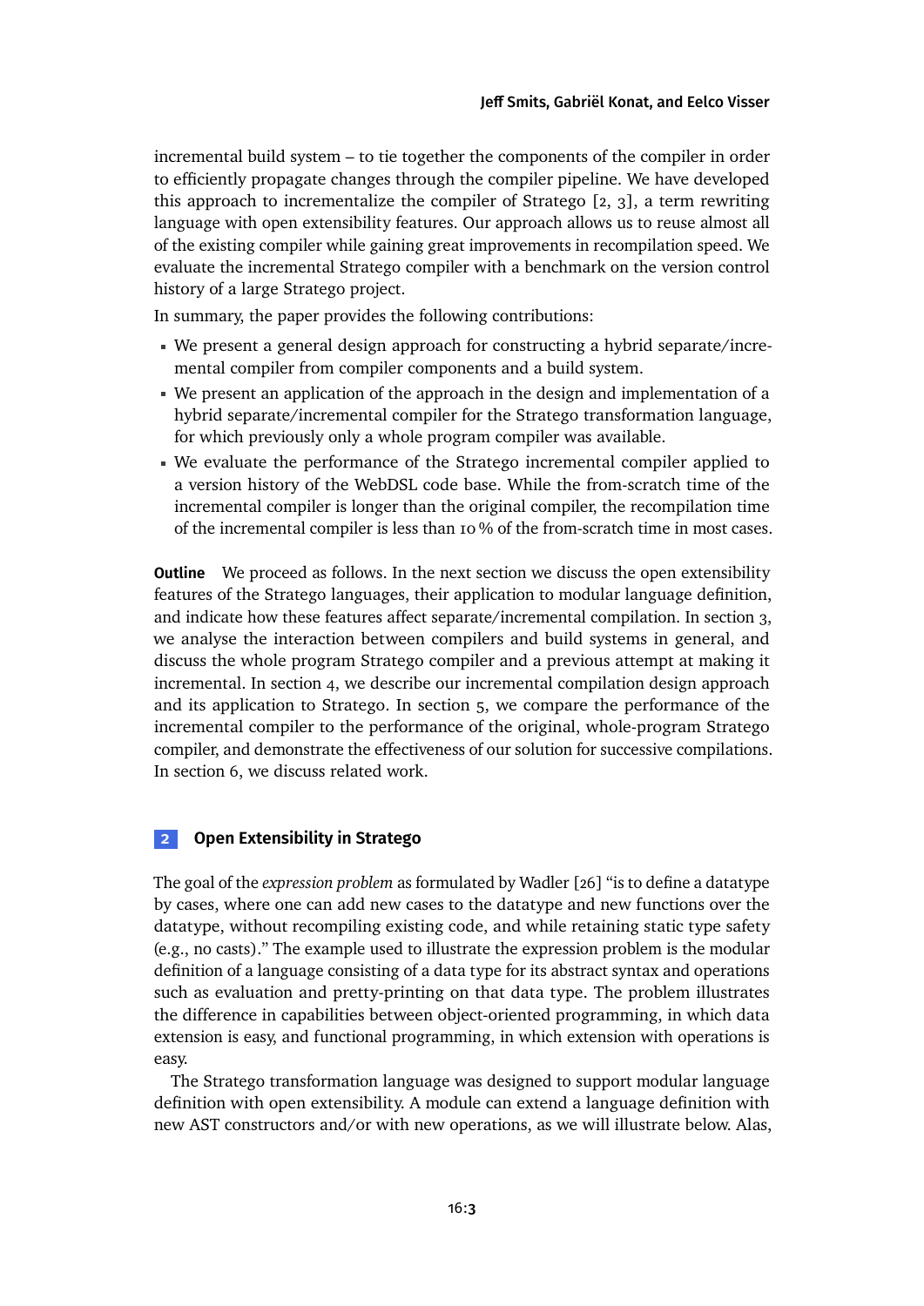incremental build system – to tie together the components of the compiler in order to efficiently propagate changes through the compiler pipeline. We have developed this approach to incrementalize the compiler of Stratego [2, 3], a term rewriting language with open extensibility features. Our approach allows us to reuse almost all of the existing compiler while gaining great improvements in recompilation speed. We evaluate the incremental Stratego compiler with a benchmark on the version control history of a large Stratego project.

In summary, the paper provides the following contributions:

- We present a general design approach for constructing a hybrid separate/incremental compiler from compiler components and a build system.
- We present an application of the approach in the design and implementation of a hybrid separate/incremental compiler for the Stratego transformation language, for which previously only a whole program compiler was available.
- We evaluate the performance of the Stratego incremental compiler applied to a version history of the WebDSL code base. While the from-scratch time of the incremental compiler is longer than the original compiler, the recompilation time of the incremental compiler is less than 10 % of the from-scratch time in most cases.

**Outline** We proceed as follows. In the next section we discuss the open extensibility features of the Stratego languages, their application to modular language definition, and indicate how these features affect separate/incremental compilation. In section 3, we analyse the interaction between compilers and build systems in general, and discuss the whole program Stratego compiler and a previous attempt at making it incremental. In section 4, we describe our incremental compilation design approach and its application to Stratego. In section 5, we compare the performance of the incremental compiler to the performance of the original, whole-program Stratego compiler, and demonstrate the effectiveness of our solution for successive compilations. In section 6, we discuss related work.

## 2 Open Extensibility in Stratego

The goal of the *expression problem* as formulated by Wadler [26] "is to define a datatype by cases, where one can add new cases to the datatype and new functions over the datatype, without recompiling existing code, and while retaining static type safety (e.g., no casts)." The example used to illustrate the expression problem is the modular definition of a language consisting of a data type for its abstract syntax and operations such as evaluation and pretty-printing on that data type. The problem illustrates the difference in capabilities between object-oriented programming, in which data extension is easy, and functional programming, in which extension with operations is easy.

The Stratego transformation language was designed to support modular language definition with open extensibility. A module can extend a language definition with new AST constructors and/or with new operations, as we will illustrate below. Alas,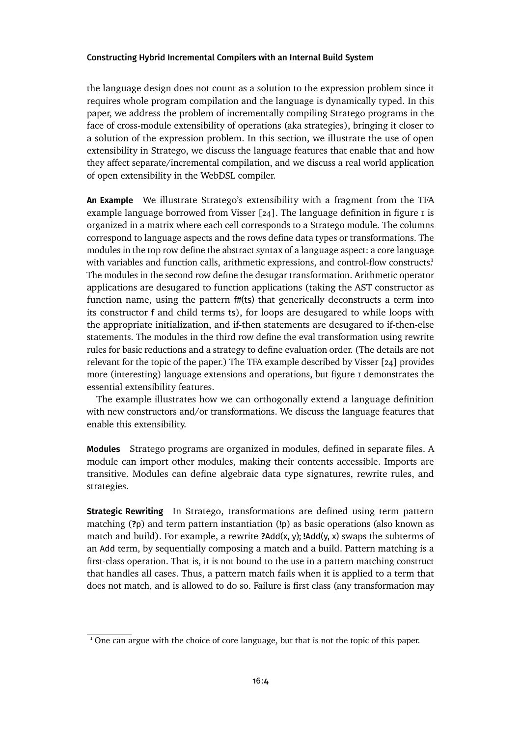the language design does not count as a solution to the expression problem since it requires whole program compilation and the language is dynamically typed. In this paper, we address the problem of incrementally compiling Stratego programs in the face of cross-module extensibility of operations (aka strategies), bringing it closer to a solution of the expression problem. In this section, we illustrate the use of open extensibility in Stratego, we discuss the language features that enable that and how they affect separate/incremental compilation, and we discuss a real world application of open extensibility in the WebDSL compiler.

**An Example** We illustrate Stratego's extensibility with a fragment from the TFA example language borrowed from Visser [24]. The language definition in figure 1 is organized in a matrix where each cell corresponds to a Stratego module. The columns correspond to language aspects and the rows define data types or transformations. The modules in the top row define the abstract syntax of a language aspect: a core language with variables and function calls, arithmetic expressions, and control-flow constructs.[1] The modules in the second row define the desugar transformation. Arithmetic operator applications are desugared to function applications (taking the AST constructor as function name, using the pattern `f#(ts)` that generically deconstructs a term into its constructor `f` and child terms `ts`), for loops are desugared to while loops with the appropriate initialization, and if-then statements are desugared to if-then-else statements. The modules in the third row define the eval transformation using rewrite rules for basic reductions and a strategy to define evaluation order. (The details are not relevant for the topic of the paper.) The TFA example described by Visser [24] provides more (interesting) language extensions and operations, but figure 1 demonstrates the essential extensibility features.

The example illustrates how we can orthogonally extend a language definition with new constructors and/or transformations. We discuss the language features that enable this extensibility.

**Modules** Stratego programs are organized in modules, defined in separate files. A module can import other modules, making their contents accessible. Imports are transitive. Modules can define algebraic data type signatures, rewrite rules, and strategies.

**Strategic Rewriting** In Stratego, transformations are defined using term pattern matching (**?**p) and term pattern instantiation (**!**p) as basic operations (also known as match and build). For example, a rewrite `?Add(x, y); !Add(y, x)` swaps the subterms of an `Add` term, by sequentially composing a match and a build. Pattern matching is a first-class operation. That is, it is not bound to the use in a pattern matching construct that handles all cases. Thus, a pattern match fails when it is applied to a term that does not match, and is allowed to do so. Failure is first class (any transformation may

[1] One can argue with the choice of core language, but that is not the topic of this paper.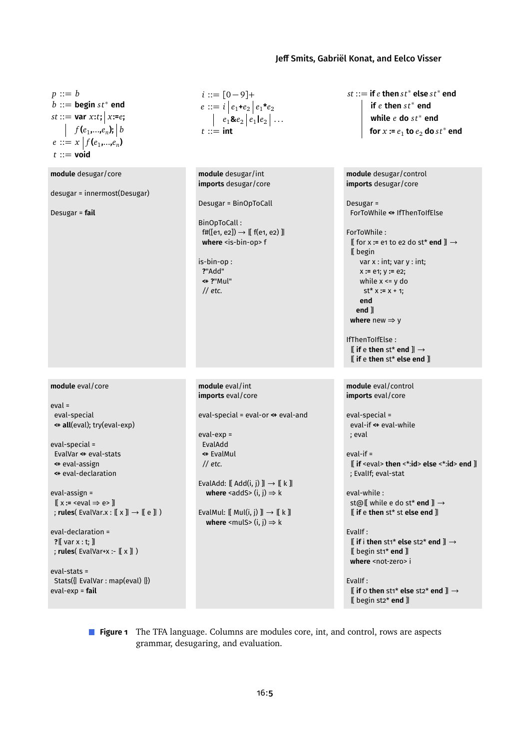$$p ::= b$$
$$b ::= \textbf{begin}\ st^*\ \textbf{end}$$
$$st ::= \textbf{var}\ x\textbf{:}t\textbf{;} \mid x\textbf{:=}e\textbf{;} \mid f\textbf{(}e_1\textbf{,}\ldots\textbf{,}e_n\textbf{);} \mid b$$
$$e ::= x \mid f\textbf{(}e_1\textbf{,}\ldots\textbf{,}e_n\textbf{)}$$
$$t ::= \textbf{void}$$

$$i ::= [0-9]+$$
$$e ::= i \mid e_1\textbf{+}e_2 \mid e_1\textbf{*}e_2 \mid e_1\textbf{\&}e_2 \mid e_1\textbf{|}e_2 \mid \ldots$$
$$t ::= \textbf{int}$$

$$st ::= \textbf{if}\ e\ \textbf{then}\ st^*\ \textbf{else}\ st^*\ \textbf{end} \mid \textbf{if}\ e\ \textbf{then}\ st^*\ \textbf{end} \mid \textbf{while}\ e\ \textbf{do}\ st^*\ \textbf{end} \mid \textbf{for}\ x\ \textbf{:=}\ e_1\ \textbf{to}\ e_2\ \textbf{do}\ st^*\ \textbf{end}$$

```
module desugar/core

desugar = innermost(Desugar)

Desugar = fail
```

```
module desugar/int
imports desugar/core

Desugar = BinOpToCall

BinOpToCall :
  f#([e1, e2]) → ⟦ f(e1, e2) ⟧
  where <is-bin-op> f

is-bin-op :
  ?"Add"
  <+ ?"Mul"
  // etc.
```

```
module desugar/control
imports desugar/core

Desugar =
  ForToWhile <+ IfThenToIfElse

ForToWhile :
  ⟦ for x := e1 to e2 do st* end ⟧ →
  ⟦ begin
      var x : int; var y : int;
      x := e1; y := e2;
      while x <= y do
        st* x := x + 1;
      end
    end ⟧
  where new ⇒ y

IfThenToIfElse :
  ⟦ if e then st* end ⟧ →
  ⟦ if e then st* else end ⟧
```

```
module eval/core

eval =
  eval-special
  <+ all(eval); try(eval-exp)

eval-special =
  EvalVar <+ eval-stats
  <+ eval-assign
  <+ eval-declaration

eval-assign =
  ⟦ x := <eval ⇒ e> ⟧
  ; rules( EvalVar.x : ⟦ x ⟧ → ⟦ e ⟧ )

eval-declaration =
  ?⟦ var x : t; ⟧
  ; rules( EvalVar+x :- ⟦ x ⟧ )

eval-stats =
  Stats({| EvalVar : map(eval) |})
eval-exp = fail
```

```
module eval/int
imports eval/core

eval-special = eval-or <+ eval-and

eval-exp =
  EvalAdd
  <+ EvalMul
  // etc.

EvalAdd: ⟦ Add(i, j) ⟧ → ⟦ k ⟧
  where <addS> (i, j) ⇒ k

EvalMul: ⟦ Mul(i, j) ⟧ → ⟦ k ⟧
  where <mulS> (i, j) ⇒ k
```

```
module eval/control
imports eval/core

eval-special =
  eval-if <+ eval-while
  ; eval

eval-if =
  ⟦ if <eval> then <*:id> else <*:id> end ⟧
  ; EvalIf; eval-stat

eval-while :
  st@⟦ while e do st* end ⟧ →
  ⟦ if e then st* st else end ⟧

EvalIf :
  ⟦ if i then st1* else st2* end ⟧ →
  ⟦ begin st1* end ⟧
  where <not-zero> i

EvalIf :
  ⟦ if 0 then st1* else st2* end ⟧ →
  ⟦ begin st2* end ⟧
```

**Figure 1** The TFA language. Columns are modules core, int, and control, rows are aspects grammar, desugaring, and evaluation.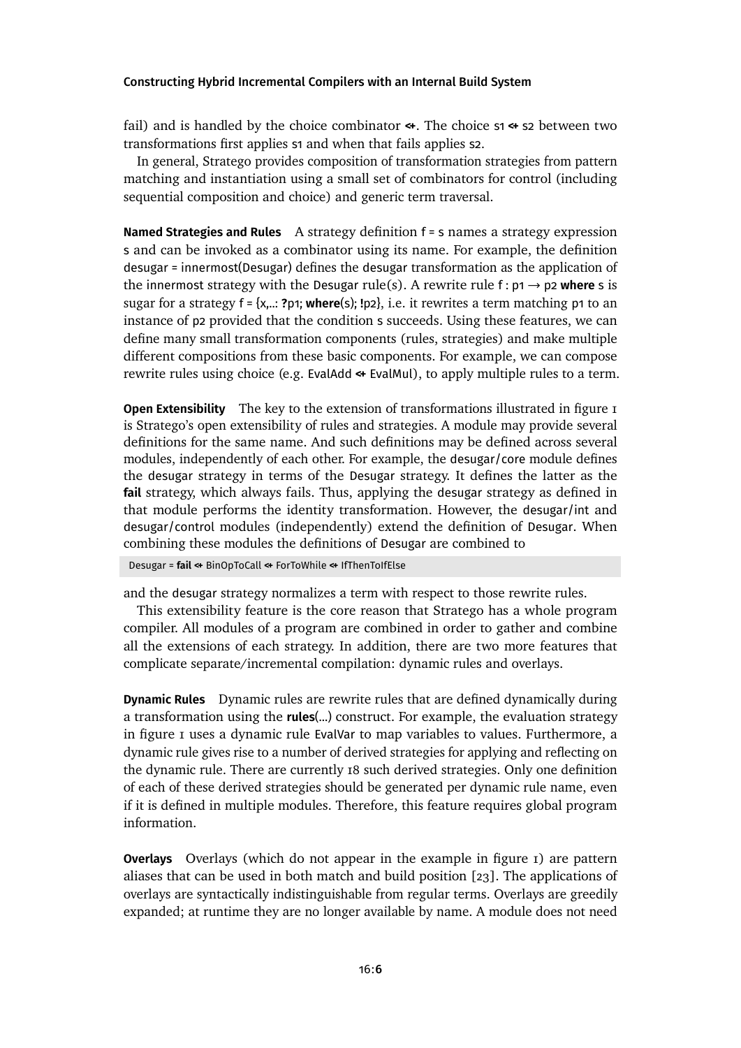fail) and is handled by the choice combinator **<+**. The choice s1 **<+** s2 between two transformations first applies s1 and when that fails applies s2.

In general, Stratego provides composition of transformation strategies from pattern matching and instantiation using a small set of combinators for control (including sequential composition and choice) and generic term traversal.

**Named Strategies and Rules** A strategy definition f = s names a strategy expression s and can be invoked as a combinator using its name. For example, the definition desugar = innermost(Desugar) defines the desugar transformation as the application of the innermost strategy with the Desugar rule(s). A rewrite rule f : p1 → p2 **where** s is sugar for a strategy f = {x,..: **?**p1; **where**(s); **!**p2}, i.e. it rewrites a term matching p1 to an instance of p2 provided that the condition s succeeds. Using these features, we can define many small transformation components (rules, strategies) and make multiple different compositions from these basic components. For example, we can compose rewrite rules using choice (e.g. EvalAdd **<+** EvalMul), to apply multiple rules to a term.

**Open Extensibility** The key to the extension of transformations illustrated in figure 1 is Stratego's open extensibility of rules and strategies. A module may provide several definitions for the same name. And such definitions may be defined across several modules, independently of each other. For example, the desugar/core module defines the desugar strategy in terms of the Desugar strategy. It defines the latter as the **fail** strategy, which always fails. Thus, applying the desugar strategy as defined in that module performs the identity transformation. However, the desugar/int and desugar/control modules (independently) extend the definition of Desugar. When combining these modules the definitions of Desugar are combined to

```
Desugar = fail <+ BinOpToCall <+ ForToWhile <+ IfThenToIfElse
```

and the desugar strategy normalizes a term with respect to those rewrite rules.

This extensibility feature is the core reason that Stratego has a whole program compiler. All modules of a program are combined in order to gather and combine all the extensions of each strategy. In addition, there are two more features that complicate separate/incremental compilation: dynamic rules and overlays.

**Dynamic Rules** Dynamic rules are rewrite rules that are defined dynamically during a transformation using the **rules**(...) construct. For example, the evaluation strategy in figure 1 uses a dynamic rule EvalVar to map variables to values. Furthermore, a dynamic rule gives rise to a number of derived strategies for applying and reflecting on the dynamic rule. There are currently 18 such derived strategies. Only one definition of each of these derived strategies should be generated per dynamic rule name, even if it is defined in multiple modules. Therefore, this feature requires global program information.

**Overlays** Overlays (which do not appear in the example in figure 1) are pattern aliases that can be used in both match and build position [23]. The applications of overlays are syntactically indistinguishable from regular terms. Overlays are greedily expanded; at runtime they are no longer available by name. A module does not need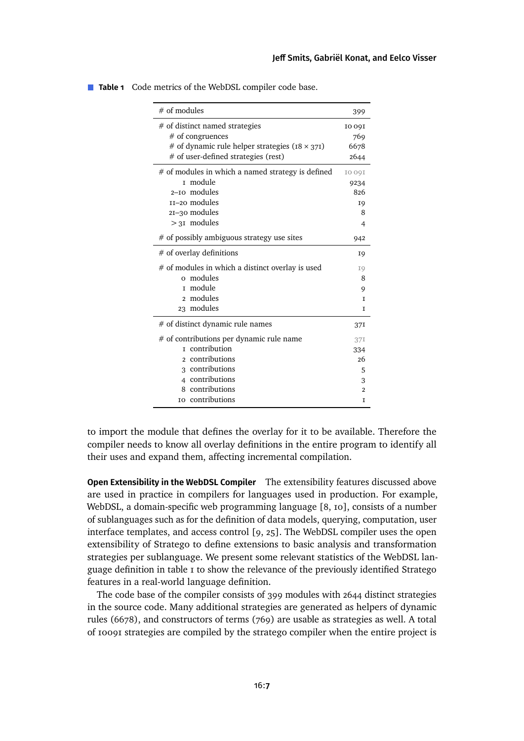**Table 1** Code metrics of the WebDSL compiler code base.

| | |
|---|---|
| # of modules | 399 |
| # of distinct named strategies | 10 091 |
| # of congruences | 769 |
| # of dynamic rule helper strategies (18 × 371) | 6678 |
| # of user-defined strategies (rest) | 2644 |
| # of modules in which a named strategy is defined | 10 091 |
| 1 module | 9234 |
| 2–10 modules | 826 |
| 11–20 modules | 19 |
| 21–30 modules | 8 |
| > 31 modules | 4 |
| # of possibly ambiguous strategy use sites | 942 |
| # of overlay definitions | 19 |
| # of modules in which a distinct overlay is used | 19 |
| 0 modules | 8 |
| 1 module | 9 |
| 2 modules | 1 |
| 23 modules | 1 |
| # of distinct dynamic rule names | 371 |
| # of contributions per dynamic rule name | 371 |
| 1 contribution | 334 |
| 2 contributions | 26 |
| 3 contributions | 5 |
| 4 contributions | 3 |
| 8 contributions | 2 |
| 10 contributions | 1 |

to import the module that defines the overlay for it to be available. Therefore the compiler needs to know all overlay definitions in the entire program to identify all their uses and expand them, affecting incremental compilation.

**Open Extensibility in the WebDSL Compiler** The extensibility features discussed above are used in practice in compilers for languages used in production. For example, WebDSL, a domain-specific web programming language [8, 10], consists of a number of sublanguages such as for the definition of data models, querying, computation, user interface templates, and access control [9, 25]. The WebDSL compiler uses the open extensibility of Stratego to define extensions to basic analysis and transformation strategies per sublanguage. We present some relevant statistics of the WebDSL language definition in table 1 to show the relevance of the previously identified Stratego features in a real-world language definition.

The code base of the compiler consists of 399 modules with 2644 distinct strategies in the source code. Many additional strategies are generated as helpers of dynamic rules (6678), and constructors of terms (769) are usable as strategies as well. A total of 10091 strategies are compiled by the stratego compiler when the entire project is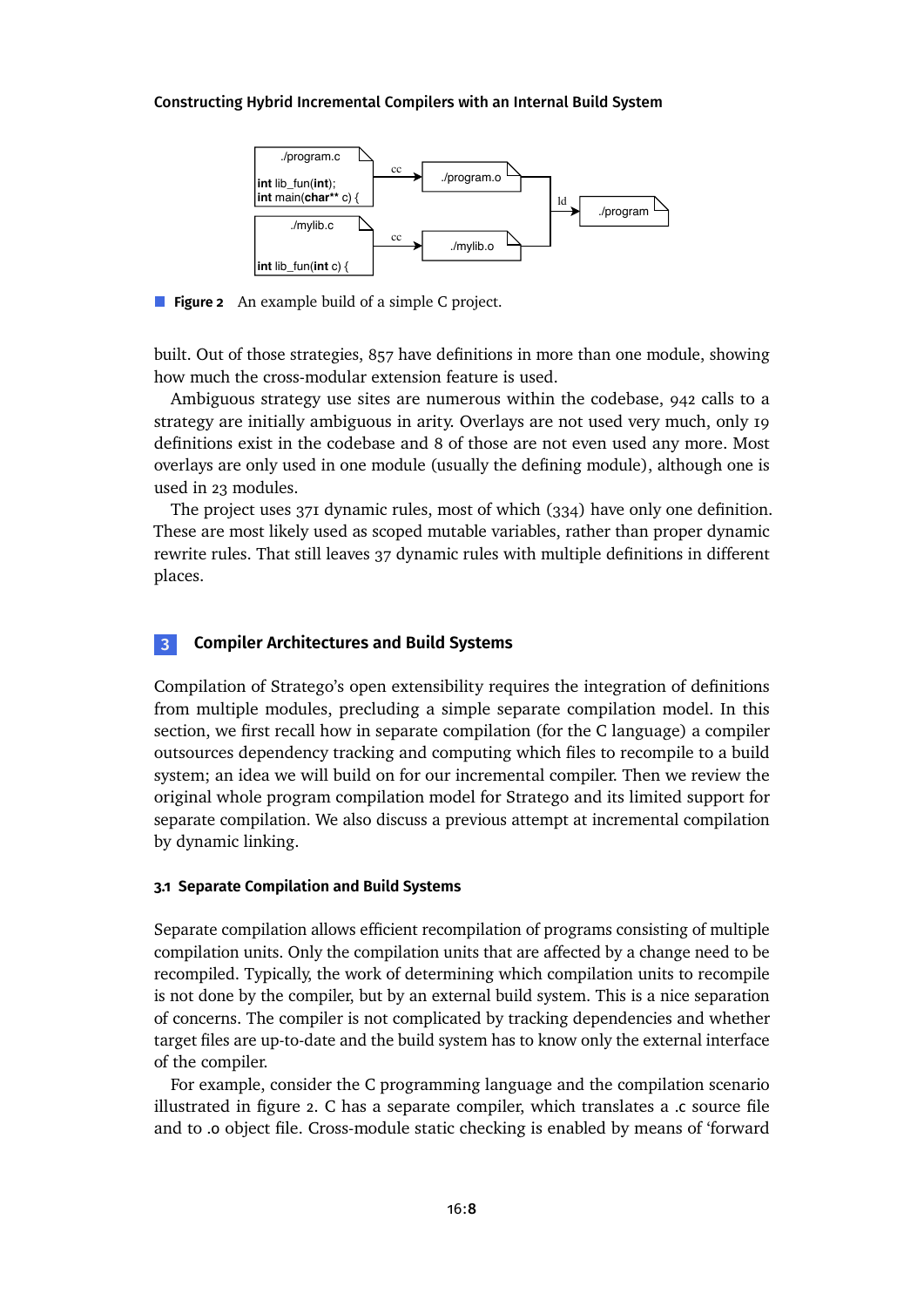**Figure 2** An example build of a simple C project.

built. Out of those strategies, 857 have definitions in more than one module, showing how much the cross-modular extension feature is used.

Ambiguous strategy use sites are numerous within the codebase, 942 calls to a strategy are initially ambiguous in arity. Overlays are not used very much, only 19 definitions exist in the codebase and 8 of those are not even used any more. Most overlays are only used in one module (usually the defining module), although one is used in 23 modules.

The project uses 371 dynamic rules, most of which (334) have only one definition. These are most likely used as scoped mutable variables, rather than proper dynamic rewrite rules. That still leaves 37 dynamic rules with multiple definitions in different places.

## 3 Compiler Architectures and Build Systems

Compilation of Stratego's open extensibility requires the integration of definitions from multiple modules, precluding a simple separate compilation model. In this section, we first recall how in separate compilation (for the C language) a compiler outsources dependency tracking and computing which files to recompile to a build system; an idea we will build on for our incremental compiler. Then we review the original whole program compilation model for Stratego and its limited support for separate compilation. We also discuss a previous attempt at incremental compilation by dynamic linking.

### 3.1 Separate Compilation and Build Systems

Separate compilation allows efficient recompilation of programs consisting of multiple compilation units. Only the compilation units that are affected by a change need to be recompiled. Typically, the work of determining which compilation units to recompile is not done by the compiler, but by an external build system. This is a nice separation of concerns. The compiler is not complicated by tracking dependencies and whether target files are up-to-date and the build system has to know only the external interface of the compiler.

For example, consider the C programming language and the compilation scenario illustrated in figure 2. C has a separate compiler, which translates a .c source file and to .o object file. Cross-module static checking is enabled by means of 'forward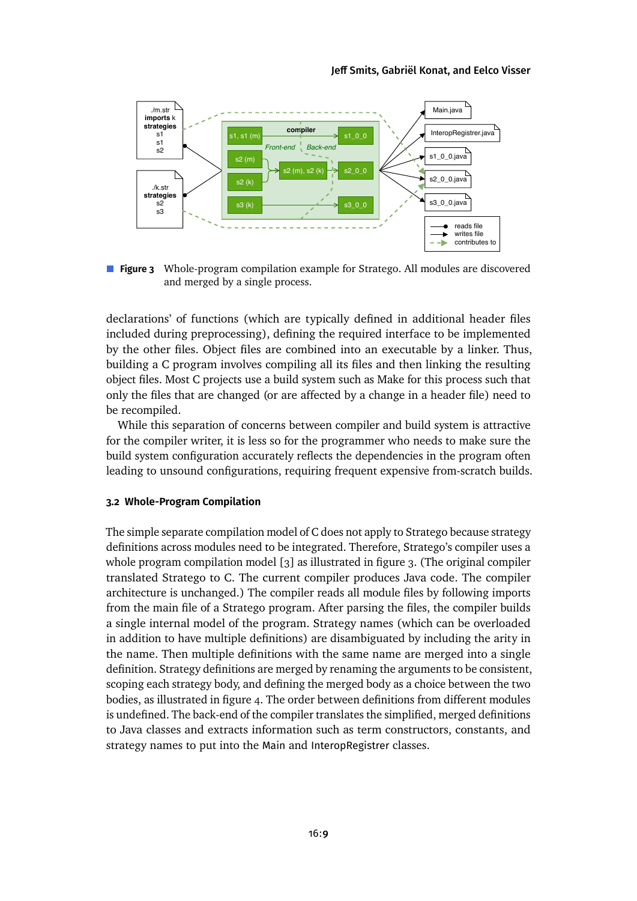**Figure 3** Whole-program compilation example for Stratego. All modules are discovered and merged by a single process.

declarations' of functions (which are typically defined in additional header files included during preprocessing), defining the required interface to be implemented by the other files. Object files are combined into an executable by a linker. Thus, building a C program involves compiling all its files and then linking the resulting object files. Most C projects use a build system such as Make for this process such that only the files that are changed (or are affected by a change in a header file) need to be recompiled.

While this separation of concerns between compiler and build system is attractive for the compiler writer, it is less so for the programmer who needs to make sure the build system configuration accurately reflects the dependencies in the program often leading to unsound configurations, requiring frequent expensive from-scratch builds.

### 3.2 Whole-Program Compilation

The simple separate compilation model of C does not apply to Stratego because strategy definitions across modules need to be integrated. Therefore, Stratego's compiler uses a whole program compilation model [3] as illustrated in figure 3. (The original compiler translated Stratego to C. The current compiler produces Java code. The compiler architecture is unchanged.) The compiler reads all module files by following imports from the main file of a Stratego program. After parsing the files, the compiler builds a single internal model of the program. Strategy names (which can be overloaded in addition to have multiple definitions) are disambiguated by including the arity in the name. Then multiple definitions with the same name are merged into a single definition. Strategy definitions are merged by renaming the arguments to be consistent, scoping each strategy body, and defining the merged body as a choice between the two bodies, as illustrated in figure 4. The order between definitions from different modules is undefined. The back-end of the compiler translates the simplified, merged definitions to Java classes and extracts information such as term constructors, constants, and strategy names to put into the `Main` and `InteropRegistrer` classes.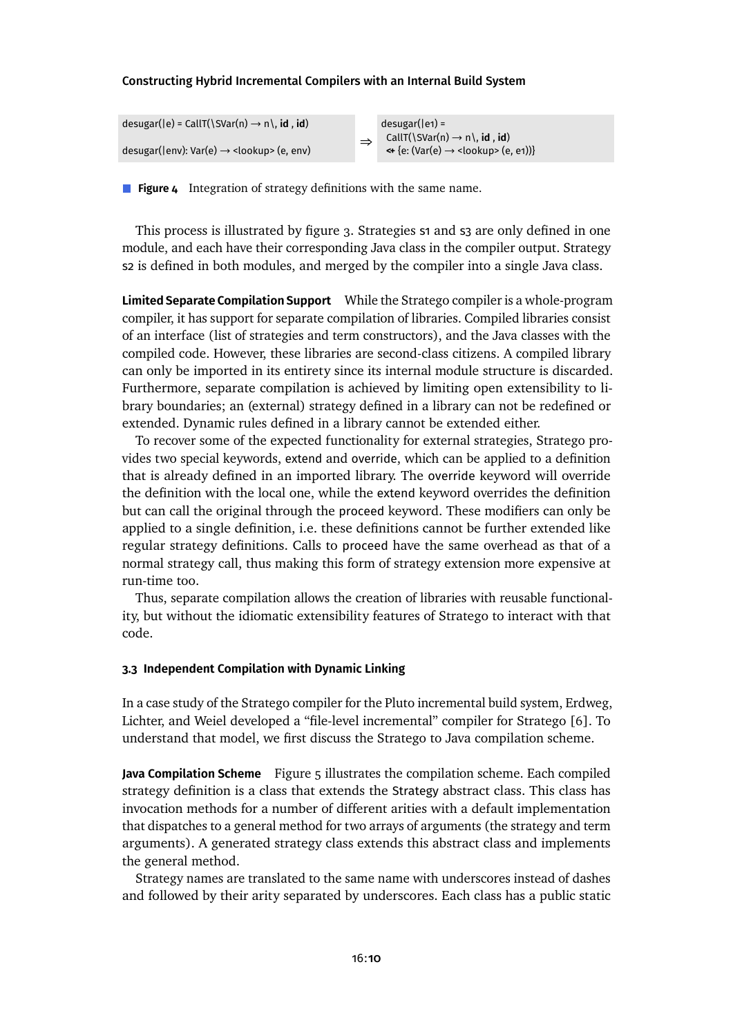```
desugar(|e) = CallT(\SVar(n) → n\, id , id)

desugar(|env): Var(e) → <lookup> (e, env)
```

⇒

```
desugar(|e1) =
  CallT(\SVar(n) → n\, id , id)
  <+ {e: (Var(e) → <lookup> (e, e1))}
```

**Figure 4** Integration of strategy definitions with the same name.

This process is illustrated by figure 3. Strategies s1 and s3 are only defined in one module, and each have their corresponding Java class in the compiler output. Strategy s2 is defined in both modules, and merged by the compiler into a single Java class.

**Limited Separate Compilation Support** While the Stratego compiler is a whole-program compiler, it has support for separate compilation of libraries. Compiled libraries consist of an interface (list of strategies and term constructors), and the Java classes with the compiled code. However, these libraries are second-class citizens. A compiled library can only be imported in its entirety since its internal module structure is discarded. Furthermore, separate compilation is achieved by limiting open extensibility to library boundaries; an (external) strategy defined in a library can not be redefined or extended. Dynamic rules defined in a library cannot be extended either.

To recover some of the expected functionality for external strategies, Stratego provides two special keywords, `extend` and `override`, which can be applied to a definition that is already defined in an imported library. The `override` keyword will override the definition with the local one, while the `extend` keyword overrides the definition but can call the original through the `proceed` keyword. These modifiers can only be applied to a single definition, i.e. these definitions cannot be further extended like regular strategy definitions. Calls to `proceed` have the same overhead as that of a normal strategy call, thus making this form of strategy extension more expensive at run-time too.

Thus, separate compilation allows the creation of libraries with reusable functionality, but without the idiomatic extensibility features of Stratego to interact with that code.

### 3.3 Independent Compilation with Dynamic Linking

In a case study of the Stratego compiler for the Pluto incremental build system, Erdweg, Lichter, and Weiel developed a "file-level incremental" compiler for Stratego [6]. To understand that model, we first discuss the Stratego to Java compilation scheme.

**Java Compilation Scheme** Figure 5 illustrates the compilation scheme. Each compiled strategy definition is a class that extends the `Strategy` abstract class. This class has invocation methods for a number of different arities with a default implementation that dispatches to a general method for two arrays of arguments (the strategy and term arguments). A generated strategy class extends this abstract class and implements the general method.

Strategy names are translated to the same name with underscores instead of dashes and followed by their arity separated by underscores. Each class has a public static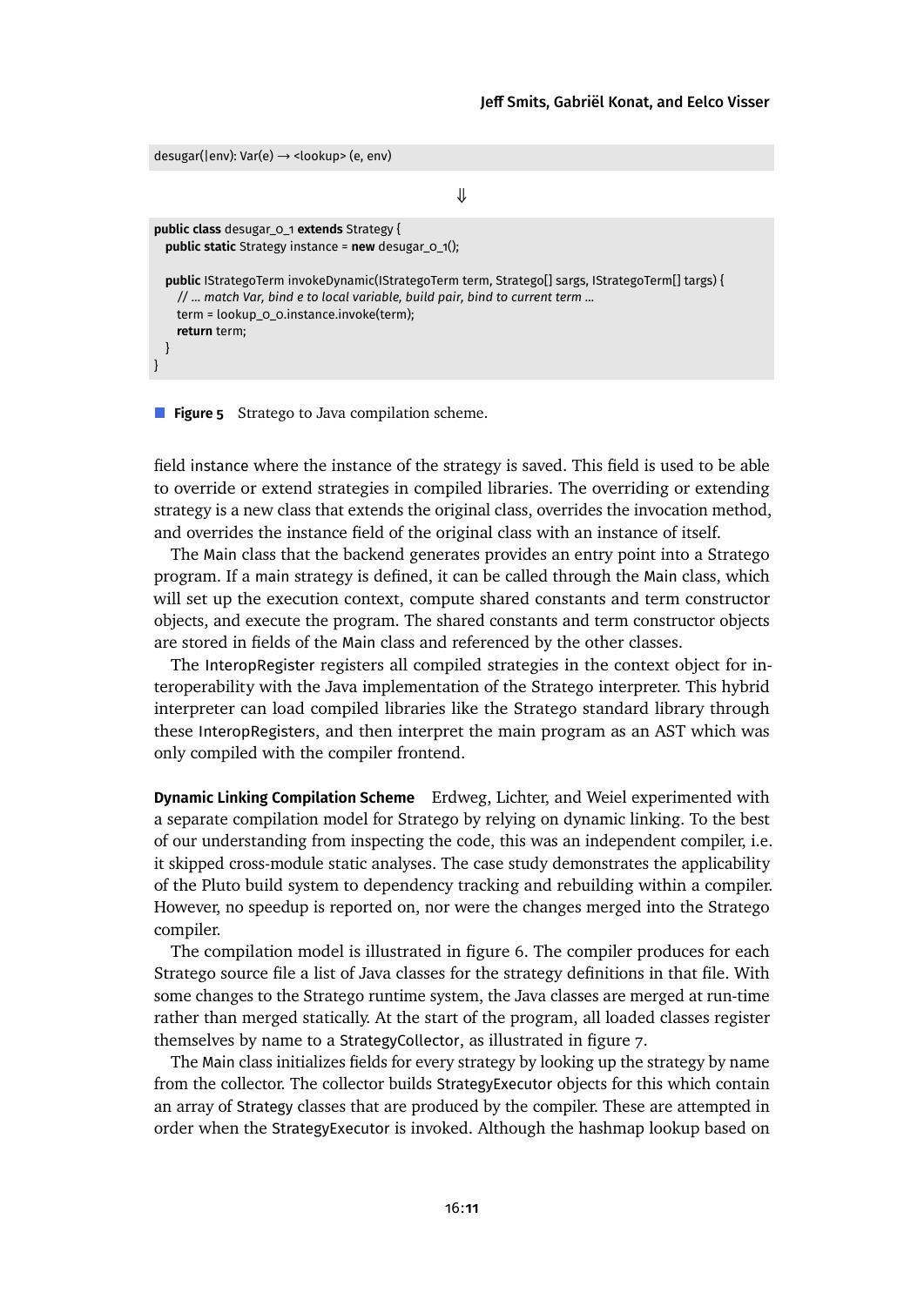```
desugar(|env): Var(e) → <lookup> (e, env)
```

⇓

```
public class desugar_0_1 extends Strategy {
  public static Strategy instance = new desugar_0_1();

  public IStrategoTerm invokeDynamic(IStrategoTerm term, Stratego[] sargs, IStrategoTerm[] targs) {
    // ... match Var, bind e to local variable, build pair, bind to current term ...
    term = lookup_0_0.instance.invoke(term);
    return term;
  }
}
```

**Figure 5** Stratego to Java compilation scheme.

field instance where the instance of the strategy is saved. This field is used to be able to override or extend strategies in compiled libraries. The overriding or extending strategy is a new class that extends the original class, overrides the invocation method, and overrides the instance field of the original class with an instance of itself.

The Main class that the backend generates provides an entry point into a Stratego program. If a main strategy is defined, it can be called through the Main class, which will set up the execution context, compute shared constants and term constructor objects, and execute the program. The shared constants and term constructor objects are stored in fields of the Main class and referenced by the other classes.

The InteropRegister registers all compiled strategies in the context object for interoperability with the Java implementation of the Stratego interpreter. This hybrid interpreter can load compiled libraries like the Stratego standard library through these InteropRegisters, and then interpret the main program as an AST which was only compiled with the compiler frontend.

**Dynamic Linking Compilation Scheme** Erdweg, Lichter, and Weiel experimented with a separate compilation model for Stratego by relying on dynamic linking. To the best of our understanding from inspecting the code, this was an independent compiler, i.e. it skipped cross-module static analyses. The case study demonstrates the applicability of the Pluto build system to dependency tracking and rebuilding within a compiler. However, no speedup is reported on, nor were the changes merged into the Stratego compiler.

The compilation model is illustrated in figure 6. The compiler produces for each Stratego source file a list of Java classes for the strategy definitions in that file. With some changes to the Stratego runtime system, the Java classes are merged at run-time rather than merged statically. At the start of the program, all loaded classes register themselves by name to a StrategyCollector, as illustrated in figure 7.

The Main class initializes fields for every strategy by looking up the strategy by name from the collector. The collector builds StrategyExecutor objects for this which contain an array of Strategy classes that are produced by the compiler. These are attempted in order when the StrategyExecutor is invoked. Although the hashmap lookup based on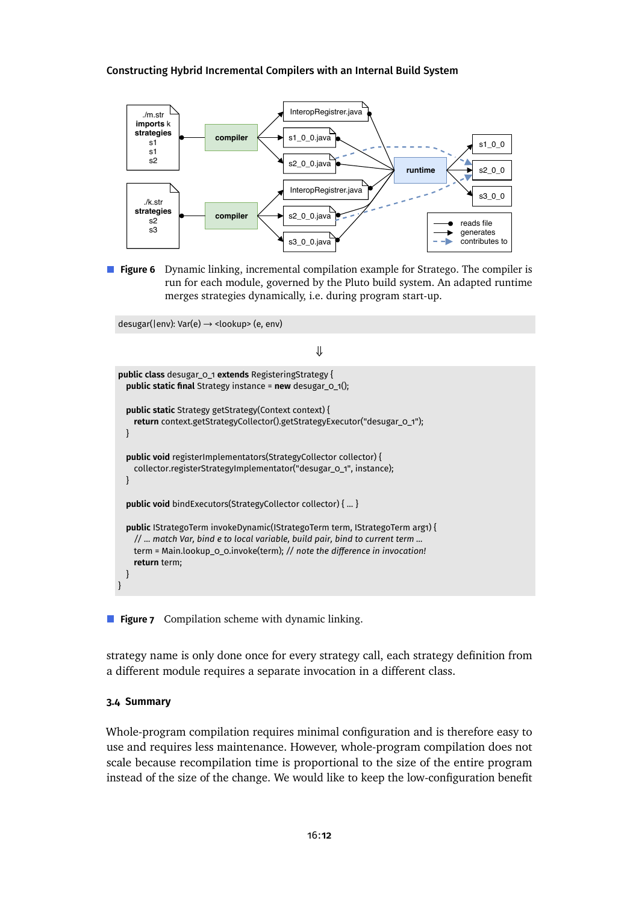**Figure 6** Dynamic linking, incremental compilation example for Stratego. The compiler is run for each module, governed by the Pluto build system. An adapted runtime merges strategies dynamically, i.e. during program start-up.

```
desugar(|env): Var(e) → <lookup> (e, env)
```

⇓

```
public class desugar_0_1 extends RegisteringStrategy {
  public static final Strategy instance = new desugar_0_1();

  public static Strategy getStrategy(Context context) {
    return context.getStrategyCollector().getStrategyExecutor("desugar_0_1");
  }

  public void registerImplementators(StrategyCollector collector) {
    collector.registerStrategyImplementator("desugar_0_1", instance);
  }

  public void bindExecutors(StrategyCollector collector) { ... }

  public IStrategoTerm invokeDynamic(IStrategoTerm term, IStrategoTerm arg1) {
    // ... match Var, bind e to local variable, build pair, bind to current term ...
    term = Main.lookup_0_0.invoke(term); // note the difference in invocation!
    return term;
  }
}
```

**Figure 7** Compilation scheme with dynamic linking.

strategy name is only done once for every strategy call, each strategy definition from a different module requires a separate invocation in a different class.

### 3.4 Summary

Whole-program compilation requires minimal configuration and is therefore easy to use and requires less maintenance. However, whole-program compilation does not scale because recompilation time is proportional to the size of the entire program instead of the size of the change. We would like to keep the low-configuration benefit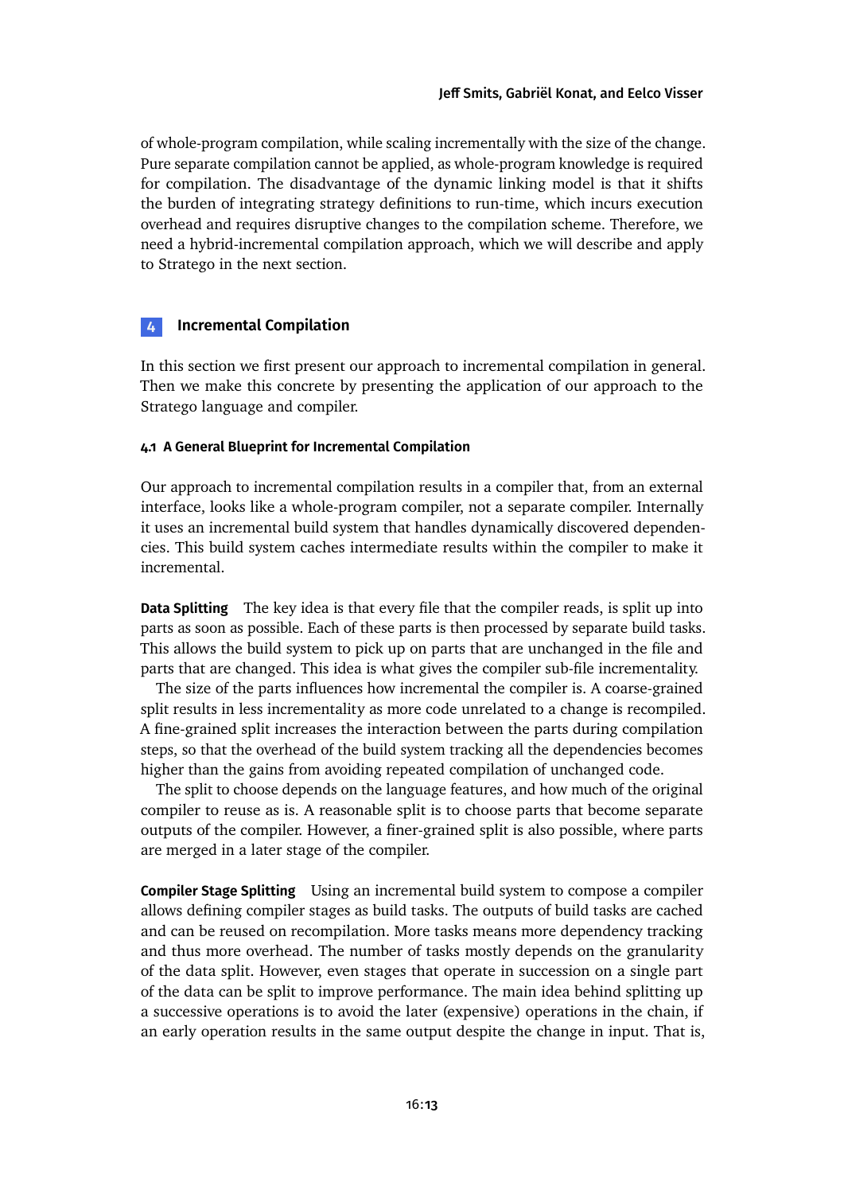of whole-program compilation, while scaling incrementally with the size of the change. Pure separate compilation cannot be applied, as whole-program knowledge is required for compilation. The disadvantage of the dynamic linking model is that it shifts the burden of integrating strategy definitions to run-time, which incurs execution overhead and requires disruptive changes to the compilation scheme. Therefore, we need a hybrid-incremental compilation approach, which we will describe and apply to Stratego in the next section.

## 4 Incremental Compilation

In this section we first present our approach to incremental compilation in general. Then we make this concrete by presenting the application of our approach to the Stratego language and compiler.

### 4.1 A General Blueprint for Incremental Compilation

Our approach to incremental compilation results in a compiler that, from an external interface, looks like a whole-program compiler, not a separate compiler. Internally it uses an incremental build system that handles dynamically discovered dependencies. This build system caches intermediate results within the compiler to make it incremental.

**Data Splitting** The key idea is that every file that the compiler reads, is split up into parts as soon as possible. Each of these parts is then processed by separate build tasks. This allows the build system to pick up on parts that are unchanged in the file and parts that are changed. This idea is what gives the compiler sub-file incrementality.

The size of the parts influences how incremental the compiler is. A coarse-grained split results in less incrementality as more code unrelated to a change is recompiled. A fine-grained split increases the interaction between the parts during compilation steps, so that the overhead of the build system tracking all the dependencies becomes higher than the gains from avoiding repeated compilation of unchanged code.

The split to choose depends on the language features, and how much of the original compiler to reuse as is. A reasonable split is to choose parts that become separate outputs of the compiler. However, a finer-grained split is also possible, where parts are merged in a later stage of the compiler.

**Compiler Stage Splitting** Using an incremental build system to compose a compiler allows defining compiler stages as build tasks. The outputs of build tasks are cached and can be reused on recompilation. More tasks means more dependency tracking and thus more overhead. The number of tasks mostly depends on the granularity of the data split. However, even stages that operate in succession on a single part of the data can be split to improve performance. The main idea behind splitting up a successive operations is to avoid the later (expensive) operations in the chain, if an early operation results in the same output despite the change in input. That is,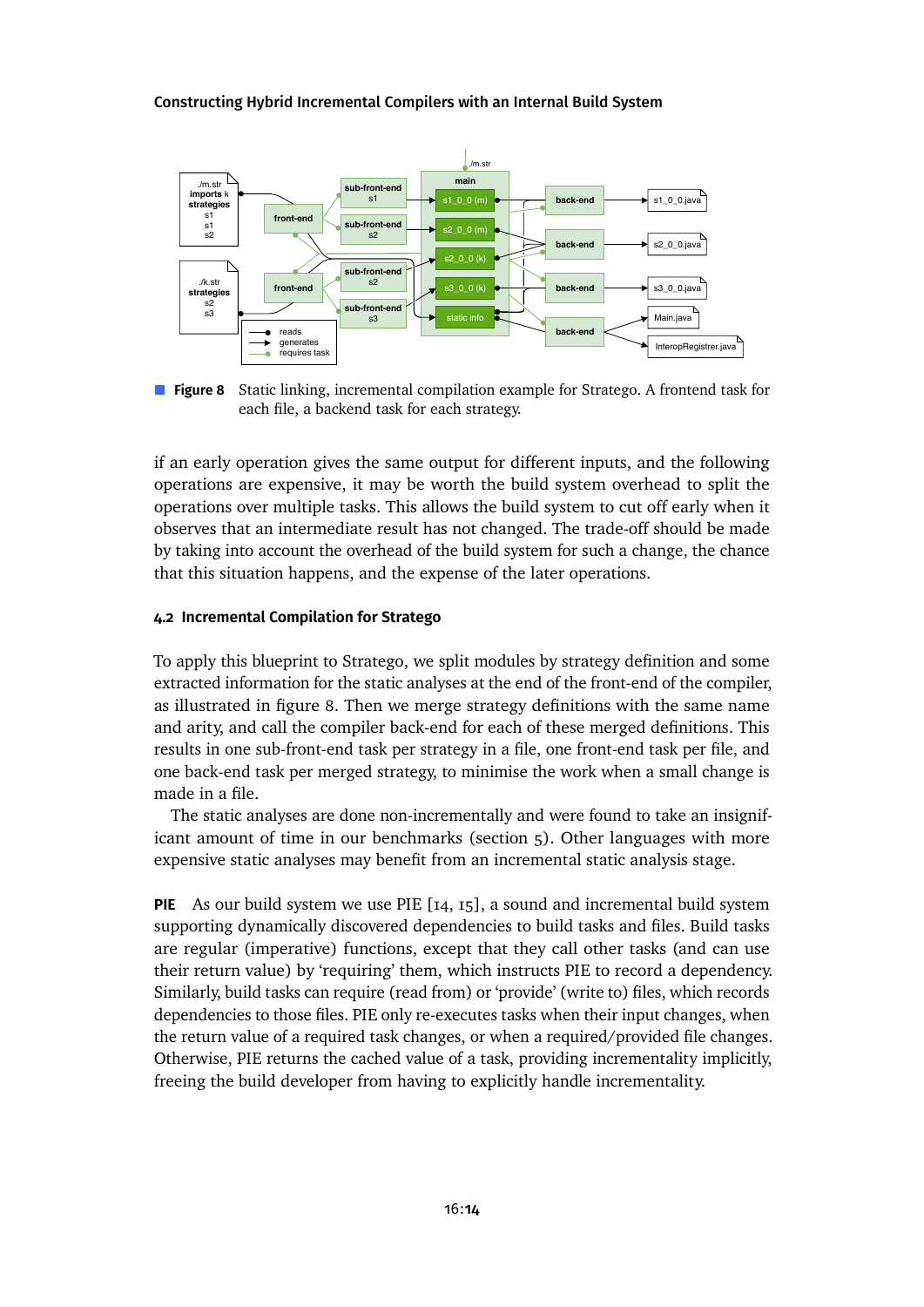**Figure 8** Static linking, incremental compilation example for Stratego. A frontend task for each file, a backend task for each strategy.

if an early operation gives the same output for different inputs, and the following operations are expensive, it may be worth the build system overhead to split the operations over multiple tasks. This allows the build system to cut off early when it observes that an intermediate result has not changed. The trade-off should be made by taking into account the overhead of the build system for such a change, the chance that this situation happens, and the expense of the later operations.

### 4.2 Incremental Compilation for Stratego

To apply this blueprint to Stratego, we split modules by strategy definition and some extracted information for the static analyses at the end of the front-end of the compiler, as illustrated in figure 8. Then we merge strategy definitions with the same name and arity, and call the compiler back-end for each of these merged definitions. This results in one sub-front-end task per strategy in a file, one front-end task per file, and one back-end task per merged strategy, to minimise the work when a small change is made in a file.

The static analyses are done non-incrementally and were found to take an insignificant amount of time in our benchmarks (section 5). Other languages with more expensive static analyses may benefit from an incremental static analysis stage.

**PIE** As our build system we use PIE [14, 15], a sound and incremental build system supporting dynamically discovered dependencies to build tasks and files. Build tasks are regular (imperative) functions, except that they call other tasks (and can use their return value) by 'requiring' them, which instructs PIE to record a dependency. Similarly, build tasks can require (read from) or 'provide' (write to) files, which records dependencies to those files. PIE only re-executes tasks when their input changes, when the return value of a required task changes, or when a required/provided file changes. Otherwise, PIE returns the cached value of a task, providing incrementality implicitly, freeing the build developer from having to explicitly handle incrementality.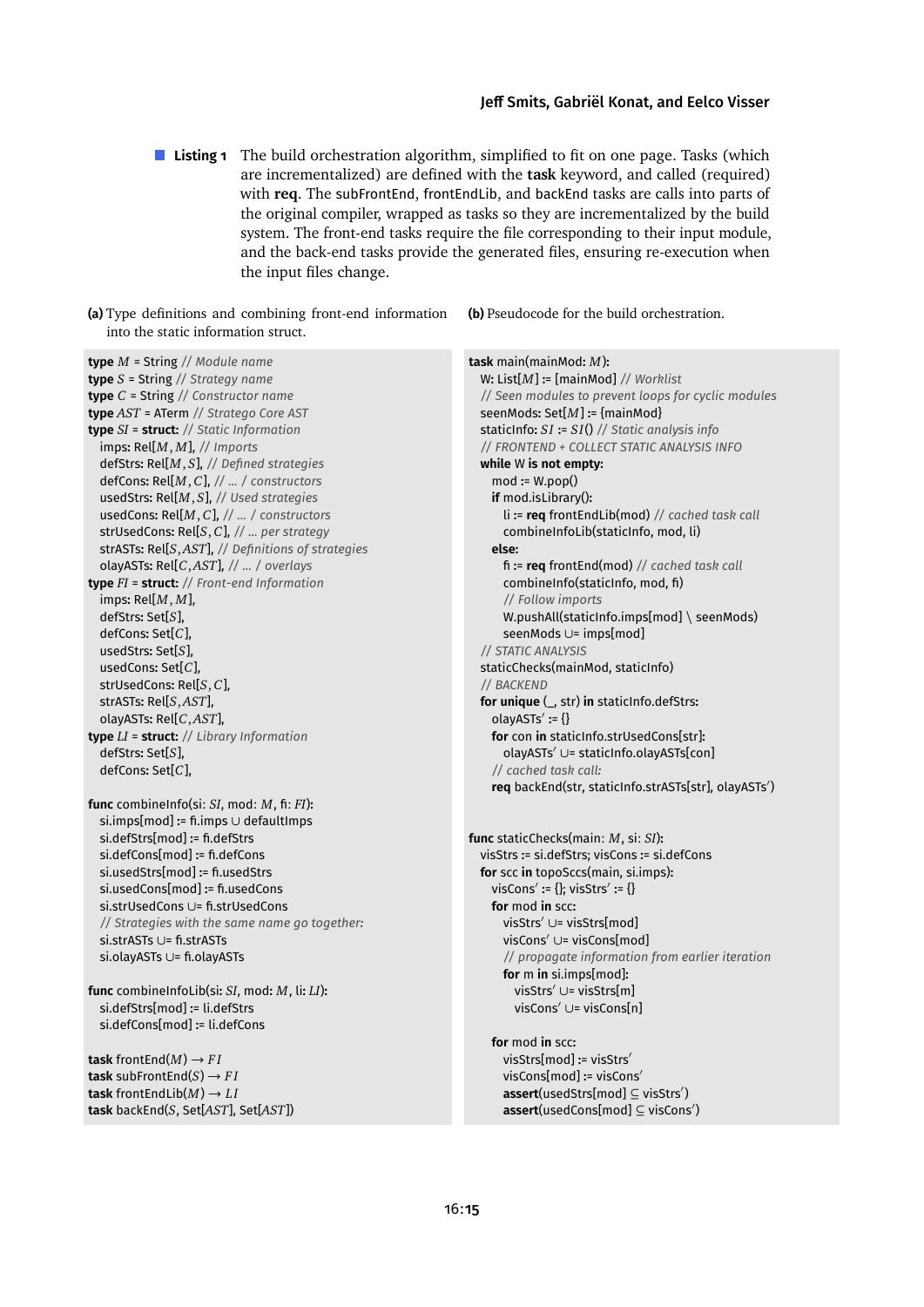**Listing 1** The build orchestration algorithm, simplified to fit on one page. Tasks (which are incrementalized) are defined with the **task** keyword, and called (required) with **req**. The subFrontEnd, frontEndLib, and backEnd tasks are calls into parts of the original compiler, wrapped as tasks so they are incrementalized by the build system. The front-end tasks require the file corresponding to their input module, and the back-end tasks provide the generated files, ensuring re-execution when the input files change.

**(a)** Type definitions and combining front-end information into the static information struct.

```
type M = String // Module name
type S = String // Strategy name
type C = String // Constructor name
type AST = ATerm // Stratego Core AST
type SI = struct: // Static Information
  imps: Rel[M, M], // Imports
  defStrs: Rel[M, S], // Defined strategies
  defCons: Rel[M, C], // ... / constructors
  usedStrs: Rel[M, S], // Used strategies
  usedCons: Rel[M, C], // ... / constructors
  strUsedCons: Rel[S, C], // ... per strategy
  strASTs: Rel[S, AST], // Definitions of strategies
  olayASTs: Rel[C, AST], // ... / overlays
type FI = struct: // Front-end Information
  imps: Rel[M, M],
  defStrs: Set[S],
  defCons: Set[C],
  usedStrs: Set[S],
  usedCons: Set[C],
  strUsedCons: Rel[S, C],
  strASTs: Rel[S, AST],
  olayASTs: Rel[C, AST],
type LI = struct: // Library Information
  defStrs: Set[S],
  defCons: Set[C],

func combineInfo(si: SI, mod: M, fi: FI):
  si.imps[mod] := fi.imps ∪ defaultImps
  si.defStrs[mod] := fi.defStrs
  si.defCons[mod] := fi.defCons
  si.usedStrs[mod] := fi.usedStrs
  si.usedCons[mod] := fi.usedCons
  si.strUsedCons ∪= fi.strUsedCons
  // Strategies with the same name go together:
  si.strASTs ∪= fi.strASTs
  si.olayASTs ∪= fi.olayASTs

func combineInfoLib(si: SI, mod: M, li: LI):
  si.defStrs[mod] := li.defStrs
  si.defCons[mod] := li.defCons

task frontEnd(M) → FI
task subFrontEnd(S) → FI
task frontEndLib(M) → LI
task backEnd(S, Set[AST], Set[AST])
```

**(b)** Pseudocode for the build orchestration.

```
task main(mainMod: M):
  W: List[M] := [mainMod] // Worklist
  // Seen modules to prevent loops for cyclic modules
  seenMods: Set[M] := {mainMod}
  staticInfo: SI := SI() // Static analysis info
  // FRONTEND + COLLECT STATIC ANALYSIS INFO
  while W is not empty:
    mod := W.pop()
    if mod.isLibrary():
      li := req frontEndLib(mod) // cached task call
      combineInfoLib(staticInfo, mod, li)
    else:
      fi := req frontEnd(mod) // cached task call
      combineInfo(staticInfo, mod, fi)
      // Follow imports
      W.pushAll(staticInfo.imps[mod] \ seenMods)
      seenMods ∪= imps[mod]
  // STATIC ANALYSIS
  staticChecks(mainMod, staticInfo)
  // BACKEND
  for unique (_, str) in staticInfo.defStrs:
    olayASTs' := {}
    for con in staticInfo.strUsedCons[str]:
      olayASTs' ∪= staticInfo.olayASTs[con]
    // cached task call:
    req backEnd(str, staticInfo.strASTs[str], olayASTs')


func staticChecks(main: M, si: SI):
  visStrs := si.defStrs; visCons := si.defCons
  for scc in topoSccs(main, si.imps):
    visCons' := {}; visStrs' := {}
    for mod in scc:
      visStrs' ∪= visStrs[mod]
      visCons' ∪= visCons[mod]
      // propagate information from earlier iteration
      for m in si.imps[mod]:
        visStrs' ∪= visStrs[m]
        visCons' ∪= visCons[n]

    for mod in scc:
      visStrs[mod] := visStrs'
      visCons[mod] := visCons'
      assert(usedStrs[mod] ⊆ visStrs')
      assert(usedCons[mod] ⊆ visCons')
```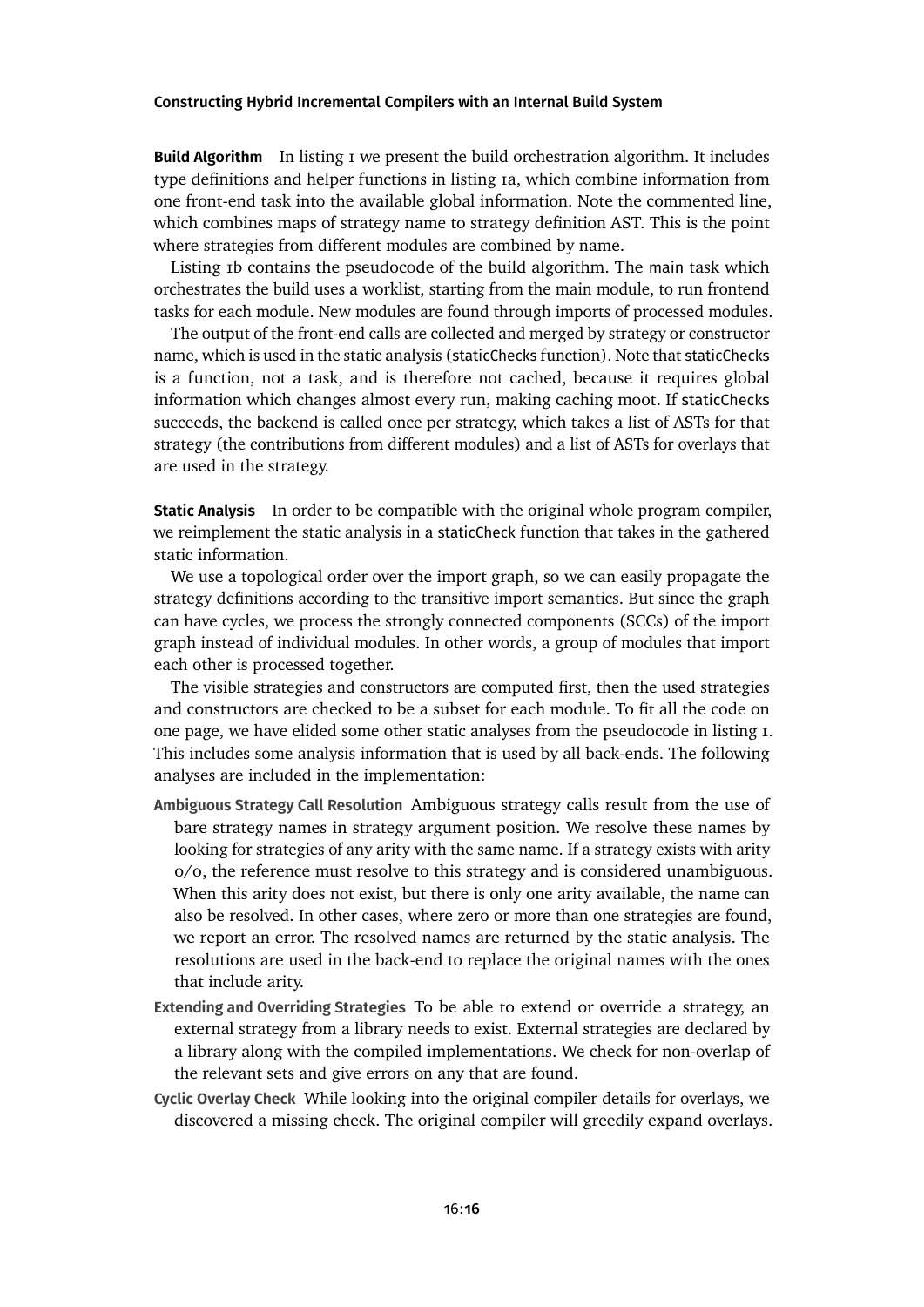**Build Algorithm** In listing 1 we present the build orchestration algorithm. It includes type definitions and helper functions in listing 1a, which combine information from one front-end task into the available global information. Note the commented line, which combines maps of strategy name to strategy definition AST. This is the point where strategies from different modules are combined by name.

Listing 1b contains the pseudocode of the build algorithm. The main task which orchestrates the build uses a worklist, starting from the main module, to run frontend tasks for each module. New modules are found through imports of processed modules.

The output of the front-end calls are collected and merged by strategy or constructor name, which is used in the static analysis (staticChecks function). Note that staticChecks is a function, not a task, and is therefore not cached, because it requires global information which changes almost every run, making caching moot. If staticChecks succeeds, the backend is called once per strategy, which takes a list of ASTs for that strategy (the contributions from different modules) and a list of ASTs for overlays that are used in the strategy.

**Static Analysis** In order to be compatible with the original whole program compiler, we reimplement the static analysis in a staticCheck function that takes in the gathered static information.

We use a topological order over the import graph, so we can easily propagate the strategy definitions according to the transitive import semantics. But since the graph can have cycles, we process the strongly connected components (SCCs) of the import graph instead of individual modules. In other words, a group of modules that import each other is processed together.

The visible strategies and constructors are computed first, then the used strategies and constructors are checked to be a subset for each module. To fit all the code on one page, we have elided some other static analyses from the pseudocode in listing 1. This includes some analysis information that is used by all back-ends. The following analyses are included in the implementation:

**Ambiguous Strategy Call Resolution** Ambiguous strategy calls result from the use of bare strategy names in strategy argument position. We resolve these names by looking for strategies of any arity with the same name. If a strategy exists with arity 0/0, the reference must resolve to this strategy and is considered unambiguous. When this arity does not exist, but there is only one arity available, the name can also be resolved. In other cases, where zero or more than one strategies are found, we report an error. The resolved names are returned by the static analysis. The resolutions are used in the back-end to replace the original names with the ones that include arity.

**Extending and Overriding Strategies** To be able to extend or override a strategy, an external strategy from a library needs to exist. External strategies are declared by a library along with the compiled implementations. We check for non-overlap of the relevant sets and give errors on any that are found.

**Cyclic Overlay Check** While looking into the original compiler details for overlays, we discovered a missing check. The original compiler will greedily expand overlays.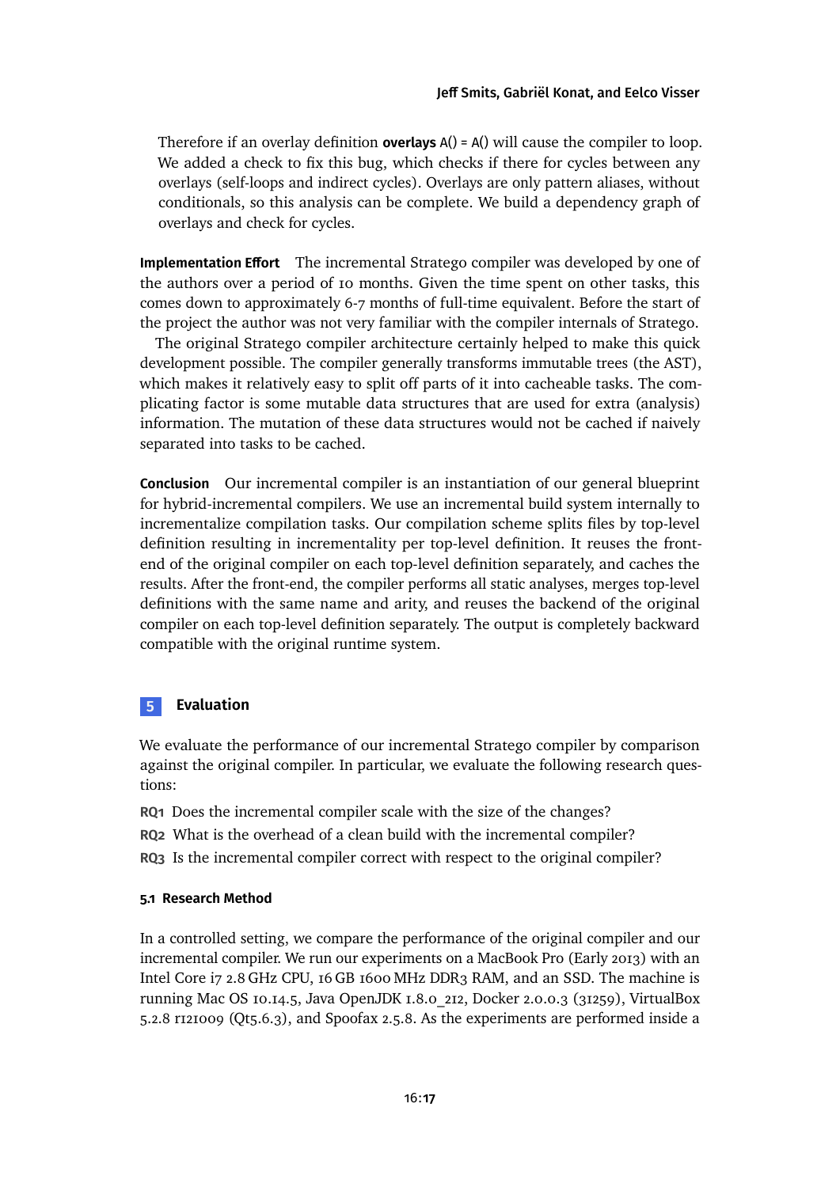Therefore if an overlay definition **overlays** A() = A() will cause the compiler to loop. We added a check to fix this bug, which checks if there for cycles between any overlays (self-loops and indirect cycles). Overlays are only pattern aliases, without conditionals, so this analysis can be complete. We build a dependency graph of overlays and check for cycles.

**Implementation Effort** The incremental Stratego compiler was developed by one of the authors over a period of 10 months. Given the time spent on other tasks, this comes down to approximately 6-7 months of full-time equivalent. Before the start of the project the author was not very familiar with the compiler internals of Stratego.

The original Stratego compiler architecture certainly helped to make this quick development possible. The compiler generally transforms immutable trees (the AST), which makes it relatively easy to split off parts of it into cacheable tasks. The complicating factor is some mutable data structures that are used for extra (analysis) information. The mutation of these data structures would not be cached if naively separated into tasks to be cached.

**Conclusion** Our incremental compiler is an instantiation of our general blueprint for hybrid-incremental compilers. We use an incremental build system internally to incrementalize compilation tasks. Our compilation scheme splits files by top-level definition resulting in incrementality per top-level definition. It reuses the front-end of the original compiler on each top-level definition separately, and caches the results. After the front-end, the compiler performs all static analyses, merges top-level definitions with the same name and arity, and reuses the backend of the original compiler on each top-level definition separately. The output is completely backward compatible with the original runtime system.

## 5 Evaluation

We evaluate the performance of our incremental Stratego compiler by comparison against the original compiler. In particular, we evaluate the following research questions:

**RQ1** Does the incremental compiler scale with the size of the changes?

**RQ2** What is the overhead of a clean build with the incremental compiler?

**RQ3** Is the incremental compiler correct with respect to the original compiler?

### 5.1 Research Method

In a controlled setting, we compare the performance of the original compiler and our incremental compiler. We run our experiments on a MacBook Pro (Early 2013) with an Intel Core i7 2.8 GHz CPU, 16 GB 1600 MHz DDR3 RAM, and an SSD. The machine is running Mac OS 10.14.5, Java OpenJDK 1.8.0_212, Docker 2.0.0.3 (31259), VirtualBox 5.2.8 r121009 (Qt5.6.3), and Spoofax 2.5.8. As the experiments are performed inside a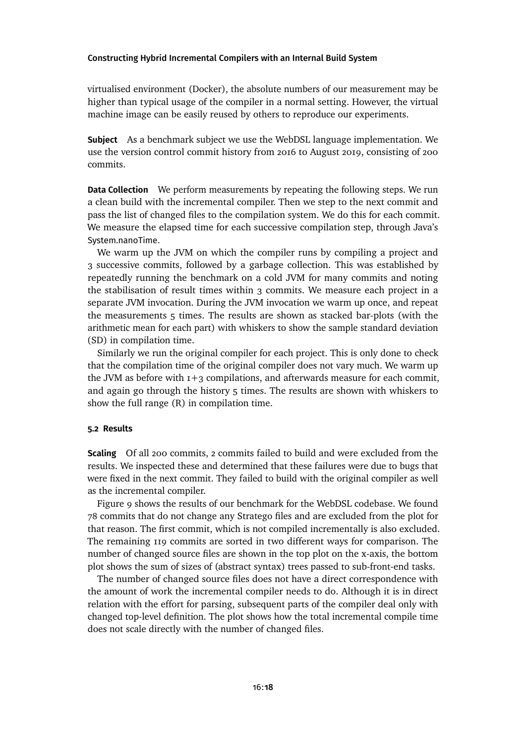virtualised environment (Docker), the absolute numbers of our measurement may be higher than typical usage of the compiler in a normal setting. However, the virtual machine image can be easily reused by others to reproduce our experiments.

**Subject** As a benchmark subject we use the WebDSL language implementation. We use the version control commit history from 2016 to August 2019, consisting of 200 commits.

**Data Collection** We perform measurements by repeating the following steps. We run a clean build with the incremental compiler. Then we step to the next commit and pass the list of changed files to the compilation system. We do this for each commit. We measure the elapsed time for each successive compilation step, through Java's `System.nanoTime`.

We warm up the JVM on which the compiler runs by compiling a project and 3 successive commits, followed by a garbage collection. This was established by repeatedly running the benchmark on a cold JVM for many commits and noting the stabilisation of result times within 3 commits. We measure each project in a separate JVM invocation. During the JVM invocation we warm up once, and repeat the measurements 5 times. The results are shown as stacked bar-plots (with the arithmetic mean for each part) with whiskers to show the sample standard deviation (SD) in compilation time.

Similarly we run the original compiler for each project. This is only done to check that the compilation time of the original compiler does not vary much. We warm up the JVM as before with 1+3 compilations, and afterwards measure for each commit, and again go through the history 5 times. The results are shown with whiskers to show the full range (R) in compilation time.

### 5.2 Results

**Scaling** Of all 200 commits, 2 commits failed to build and were excluded from the results. We inspected these and determined that these failures were due to bugs that were fixed in the next commit. They failed to build with the original compiler as well as the incremental compiler.

Figure 9 shows the results of our benchmark for the WebDSL codebase. We found 78 commits that do not change any Stratego files and are excluded from the plot for that reason. The first commit, which is not compiled incrementally is also excluded. The remaining 119 commits are sorted in two different ways for comparison. The number of changed source files are shown in the top plot on the x-axis, the bottom plot shows the sum of sizes of (abstract syntax) trees passed to sub-front-end tasks.

The number of changed source files does not have a direct correspondence with the amount of work the incremental compiler needs to do. Although it is in direct relation with the effort for parsing, subsequent parts of the compiler deal only with changed top-level definition. The plot shows how the total incremental compile time does not scale directly with the number of changed files.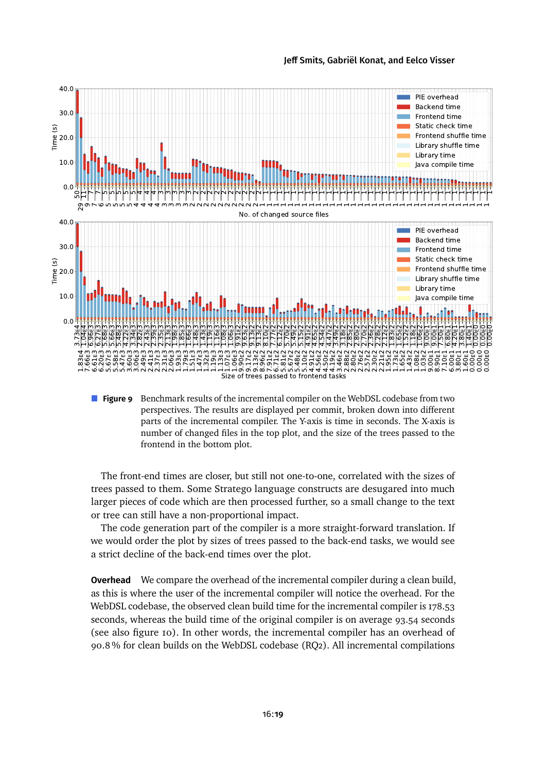**Figure 9** Benchmark results of the incremental compiler on the WebDSL codebase from two perspectives. The results are displayed per commit, broken down into different parts of the incremental compiler. The Y-axis is time in seconds. The X-axis is number of changed files in the top plot, and the size of the trees passed to the frontend in the bottom plot.

The front-end times are closer, but still not one-to-one, correlated with the sizes of trees passed to them. Some Stratego language constructs are desugared into much larger pieces of code which are then processed further, so a small change to the text or tree can still have a non-proportional impact.

The code generation part of the compiler is a more straight-forward translation. If we would order the plot by sizes of trees passed to the back-end tasks, we would see a strict decline of the back-end times over the plot.

**Overhead** We compare the overhead of the incremental compiler during a clean build, as this is where the user of the incremental compiler will notice the overhead. For the WebDSL codebase, the observed clean build time for the incremental compiler is 178.53 seconds, whereas the build time of the original compiler is on average 93.54 seconds (see also figure 10). In other words, the incremental compiler has an overhead of 90.8 % for clean builds on the WebDSL codebase (RQ2). All incremental compilations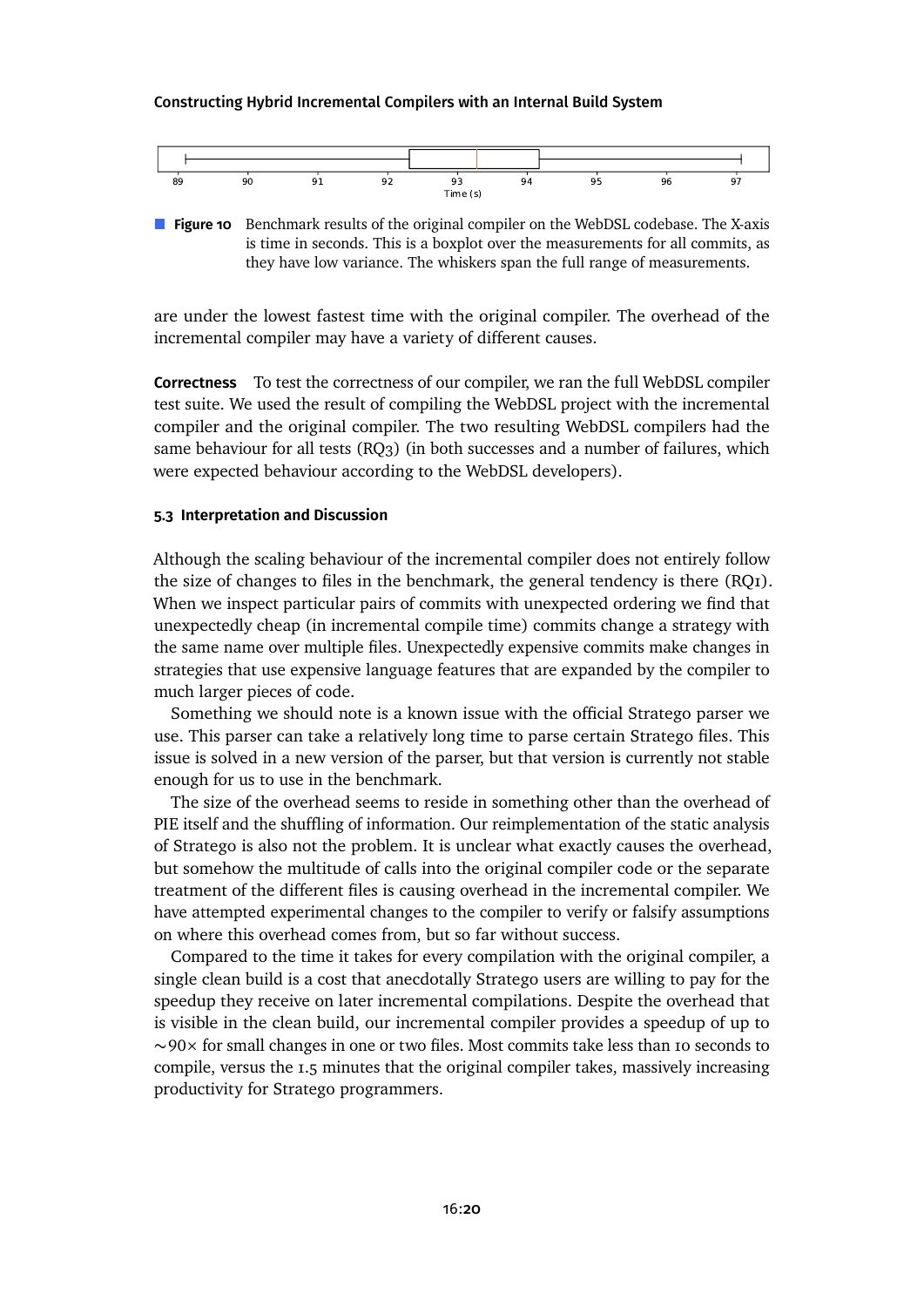**Figure 10** Benchmark results of the original compiler on the WebDSL codebase. The X-axis is time in seconds. This is a boxplot over the measurements for all commits, as they have low variance. The whiskers span the full range of measurements.

are under the lowest fastest time with the original compiler. The overhead of the incremental compiler may have a variety of different causes.

**Correctness** To test the correctness of our compiler, we ran the full WebDSL compiler test suite. We used the result of compiling the WebDSL project with the incremental compiler and the original compiler. The two resulting WebDSL compilers had the same behaviour for all tests (RQ3) (in both successes and a number of failures, which were expected behaviour according to the WebDSL developers).

### 5.3 Interpretation and Discussion

Although the scaling behaviour of the incremental compiler does not entirely follow the size of changes to files in the benchmark, the general tendency is there (RQ1). When we inspect particular pairs of commits with unexpected ordering we find that unexpectedly cheap (in incremental compile time) commits change a strategy with the same name over multiple files. Unexpectedly expensive commits make changes in strategies that use expensive language features that are expanded by the compiler to much larger pieces of code.

Something we should note is a known issue with the official Stratego parser we use. This parser can take a relatively long time to parse certain Stratego files. This issue is solved in a new version of the parser, but that version is currently not stable enough for us to use in the benchmark.

The size of the overhead seems to reside in something other than the overhead of PIE itself and the shuffling of information. Our reimplementation of the static analysis of Stratego is also not the problem. It is unclear what exactly causes the overhead, but somehow the multitude of calls into the original compiler code or the separate treatment of the different files is causing overhead in the incremental compiler. We have attempted experimental changes to the compiler to verify or falsify assumptions on where this overhead comes from, but so far without success.

Compared to the time it takes for every compilation with the original compiler, a single clean build is a cost that anecdotally Stratego users are willing to pay for the speedup they receive on later incremental compilations. Despite the overhead that is visible in the clean build, our incremental compiler provides a speedup of up to $\sim 90\times$ for small changes in one or two files. Most commits take less than 10 seconds to compile, versus the 1.5 minutes that the original compiler takes, massively increasing productivity for Stratego programmers.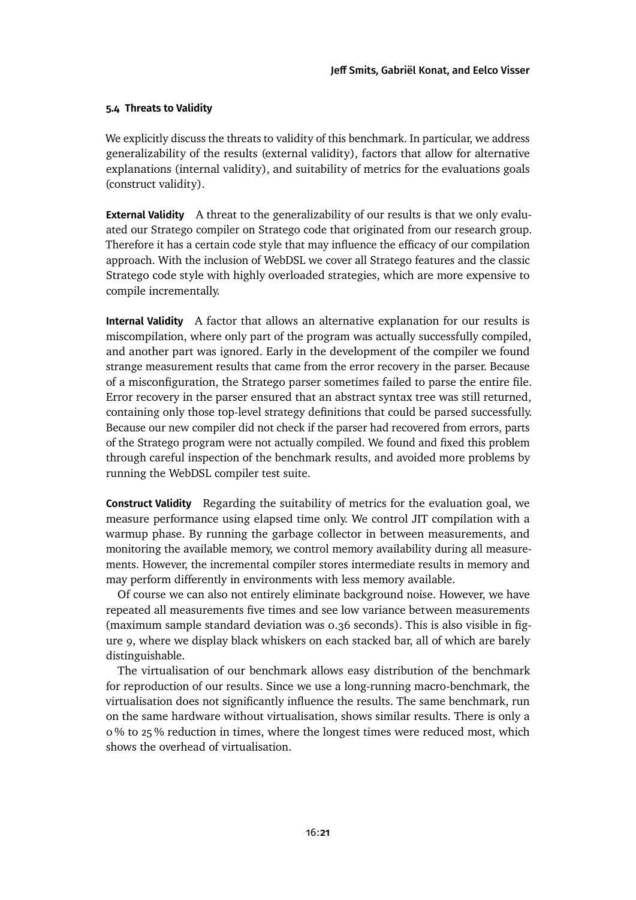### 5.4 Threats to Validity

We explicitly discuss the threats to validity of this benchmark. In particular, we address generalizability of the results (external validity), factors that allow for alternative explanations (internal validity), and suitability of metrics for the evaluations goals (construct validity).

**External Validity** A threat to the generalizability of our results is that we only evaluated our Stratego compiler on Stratego code that originated from our research group. Therefore it has a certain code style that may influence the efficacy of our compilation approach. With the inclusion of WebDSL we cover all Stratego features and the classic Stratego code style with highly overloaded strategies, which are more expensive to compile incrementally.

**Internal Validity** A factor that allows an alternative explanation for our results is miscompilation, where only part of the program was actually successfully compiled, and another part was ignored. Early in the development of the compiler we found strange measurement results that came from the error recovery in the parser. Because of a misconfiguration, the Stratego parser sometimes failed to parse the entire file. Error recovery in the parser ensured that an abstract syntax tree was still returned, containing only those top-level strategy definitions that could be parsed successfully. Because our new compiler did not check if the parser had recovered from errors, parts of the Stratego program were not actually compiled. We found and fixed this problem through careful inspection of the benchmark results, and avoided more problems by running the WebDSL compiler test suite.

**Construct Validity** Regarding the suitability of metrics for the evaluation goal, we measure performance using elapsed time only. We control JIT compilation with a warmup phase. By running the garbage collector in between measurements, and monitoring the available memory, we control memory availability during all measurements. However, the incremental compiler stores intermediate results in memory and may perform differently in environments with less memory available.

Of course we can also not entirely eliminate background noise. However, we have repeated all measurements five times and see low variance between measurements (maximum sample standard deviation was 0.36 seconds). This is also visible in figure 9, where we display black whiskers on each stacked bar, all of which are barely distinguishable.

The virtualisation of our benchmark allows easy distribution of the benchmark for reproduction of our results. Since we use a long-running macro-benchmark, the virtualisation does not significantly influence the results. The same benchmark, run on the same hardware without virtualisation, shows similar results. There is only a 0 % to 25 % reduction in times, where the longest times were reduced most, which shows the overhead of virtualisation.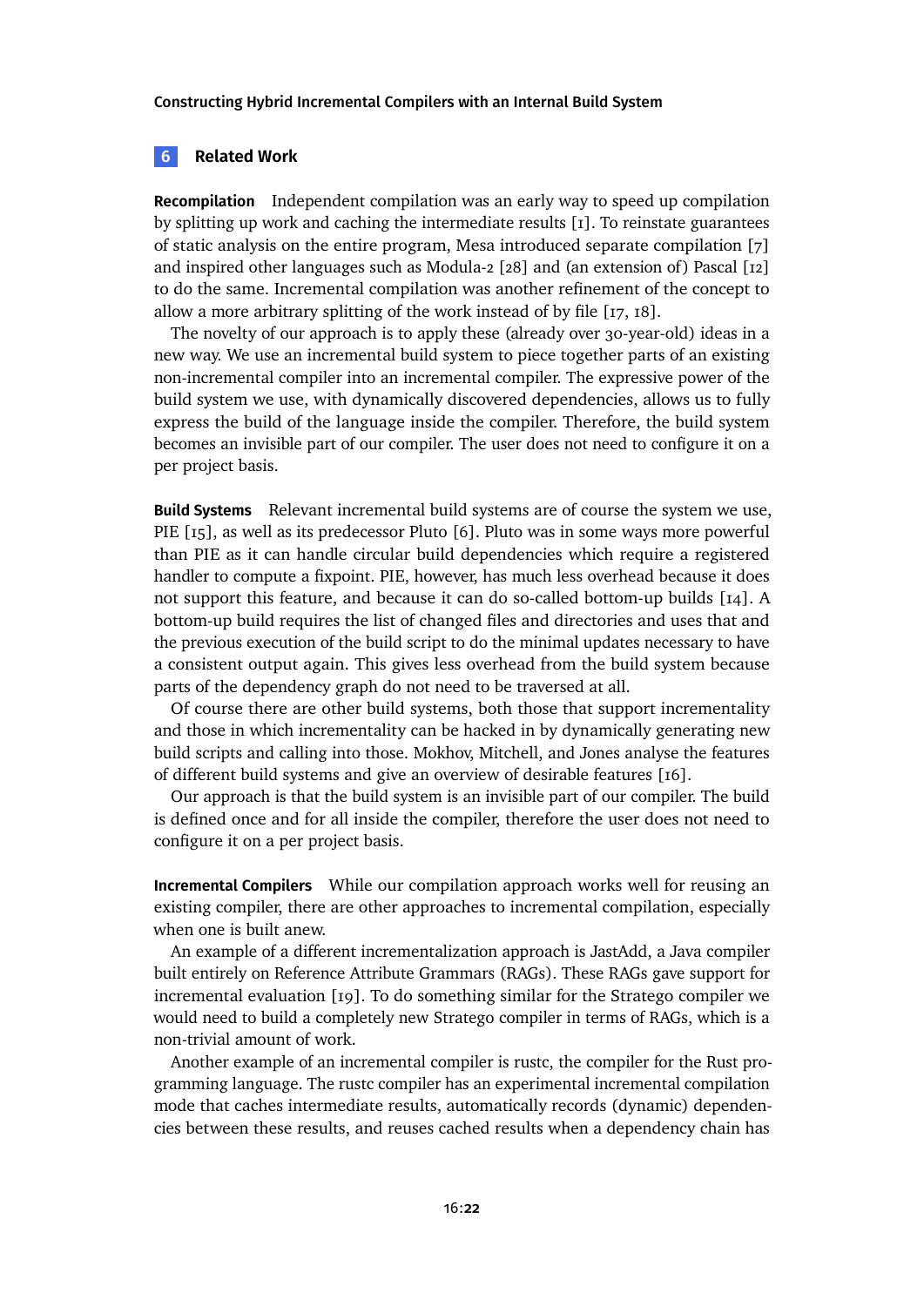## 6 Related Work

**Recompilation** Independent compilation was an early way to speed up compilation by splitting up work and caching the intermediate results [1]. To reinstate guarantees of static analysis on the entire program, Mesa introduced separate compilation [7] and inspired other languages such as Modula-2 [28] and (an extension of) Pascal [12] to do the same. Incremental compilation was another refinement of the concept to allow a more arbitrary splitting of the work instead of by file [17, 18].

The novelty of our approach is to apply these (already over 30-year-old) ideas in a new way. We use an incremental build system to piece together parts of an existing non-incremental compiler into an incremental compiler. The expressive power of the build system we use, with dynamically discovered dependencies, allows us to fully express the build of the language inside the compiler. Therefore, the build system becomes an invisible part of our compiler. The user does not need to configure it on a per project basis.

**Build Systems** Relevant incremental build systems are of course the system we use, PIE [15], as well as its predecessor Pluto [6]. Pluto was in some ways more powerful than PIE as it can handle circular build dependencies which require a registered handler to compute a fixpoint. PIE, however, has much less overhead because it does not support this feature, and because it can do so-called bottom-up builds [14]. A bottom-up build requires the list of changed files and directories and uses that and the previous execution of the build script to do the minimal updates necessary to have a consistent output again. This gives less overhead from the build system because parts of the dependency graph do not need to be traversed at all.

Of course there are other build systems, both those that support incrementality and those in which incrementality can be hacked in by dynamically generating new build scripts and calling into those. Mokhov, Mitchell, and Jones analyse the features of different build systems and give an overview of desirable features [16].

Our approach is that the build system is an invisible part of our compiler. The build is defined once and for all inside the compiler, therefore the user does not need to configure it on a per project basis.

**Incremental Compilers** While our compilation approach works well for reusing an existing compiler, there are other approaches to incremental compilation, especially when one is built anew.

An example of a different incrementalization approach is JastAdd, a Java compiler built entirely on Reference Attribute Grammars (RAGs). These RAGs gave support for incremental evaluation [19]. To do something similar for the Stratego compiler we would need to build a completely new Stratego compiler in terms of RAGs, which is a non-trivial amount of work.

Another example of an incremental compiler is rustc, the compiler for the Rust programming language. The rustc compiler has an experimental incremental compilation mode that caches intermediate results, automatically records (dynamic) dependencies between these results, and reuses cached results when a dependency chain has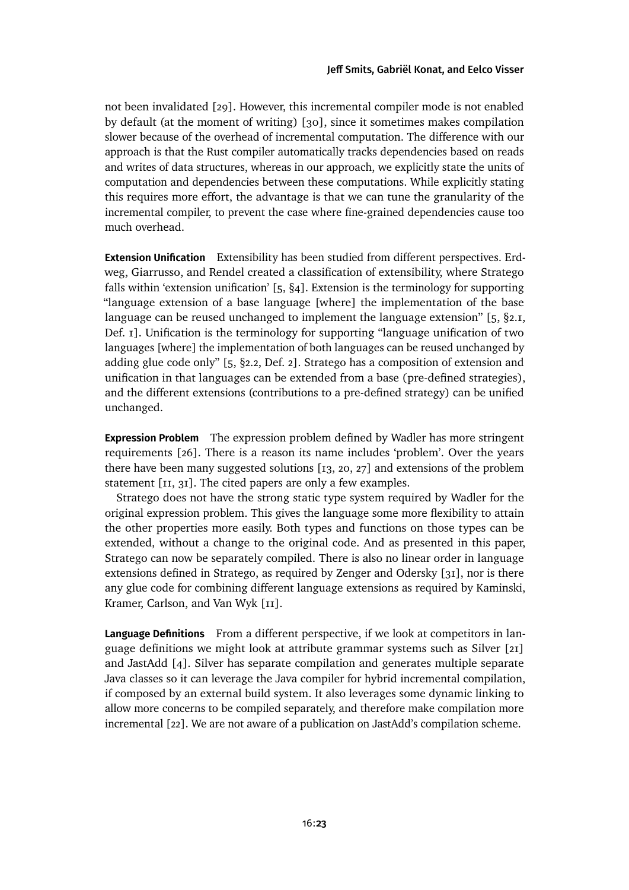not been invalidated [29]. However, this incremental compiler mode is not enabled by default (at the moment of writing) [30], since it sometimes makes compilation slower because of the overhead of incremental computation. The difference with our approach is that the Rust compiler automatically tracks dependencies based on reads and writes of data structures, whereas in our approach, we explicitly state the units of computation and dependencies between these computations. While explicitly stating this requires more effort, the advantage is that we can tune the granularity of the incremental compiler, to prevent the case where fine-grained dependencies cause too much overhead.

**Extension Unification** Extensibility has been studied from different perspectives. Erdweg, Giarrusso, and Rendel created a classification of extensibility, where Stratego falls within 'extension unification' [5, §4]. Extension is the terminology for supporting "language extension of a base language [where] the implementation of the base language can be reused unchanged to implement the language extension" [5, §2.1, Def. 1]. Unification is the terminology for supporting "language unification of two languages [where] the implementation of both languages can be reused unchanged by adding glue code only" [5, §2.2, Def. 2]. Stratego has a composition of extension and unification in that languages can be extended from a base (pre-defined strategies), and the different extensions (contributions to a pre-defined strategy) can be unified unchanged.

**Expression Problem** The expression problem defined by Wadler has more stringent requirements [26]. There is a reason its name includes 'problem'. Over the years there have been many suggested solutions [13, 20, 27] and extensions of the problem statement [11, 31]. The cited papers are only a few examples.

Stratego does not have the strong static type system required by Wadler for the original expression problem. This gives the language some more flexibility to attain the other properties more easily. Both types and functions on those types can be extended, without a change to the original code. And as presented in this paper, Stratego can now be separately compiled. There is also no linear order in language extensions defined in Stratego, as required by Zenger and Odersky [31], nor is there any glue code for combining different language extensions as required by Kaminski, Kramer, Carlson, and Van Wyk [11].

**Language Definitions** From a different perspective, if we look at competitors in language definitions we might look at attribute grammar systems such as Silver [21] and JastAdd [4]. Silver has separate compilation and generates multiple separate Java classes so it can leverage the Java compiler for hybrid incremental compilation, if composed by an external build system. It also leverages some dynamic linking to allow more concerns to be compiled separately, and therefore make compilation more incremental [22]. We are not aware of a publication on JastAdd's compilation scheme.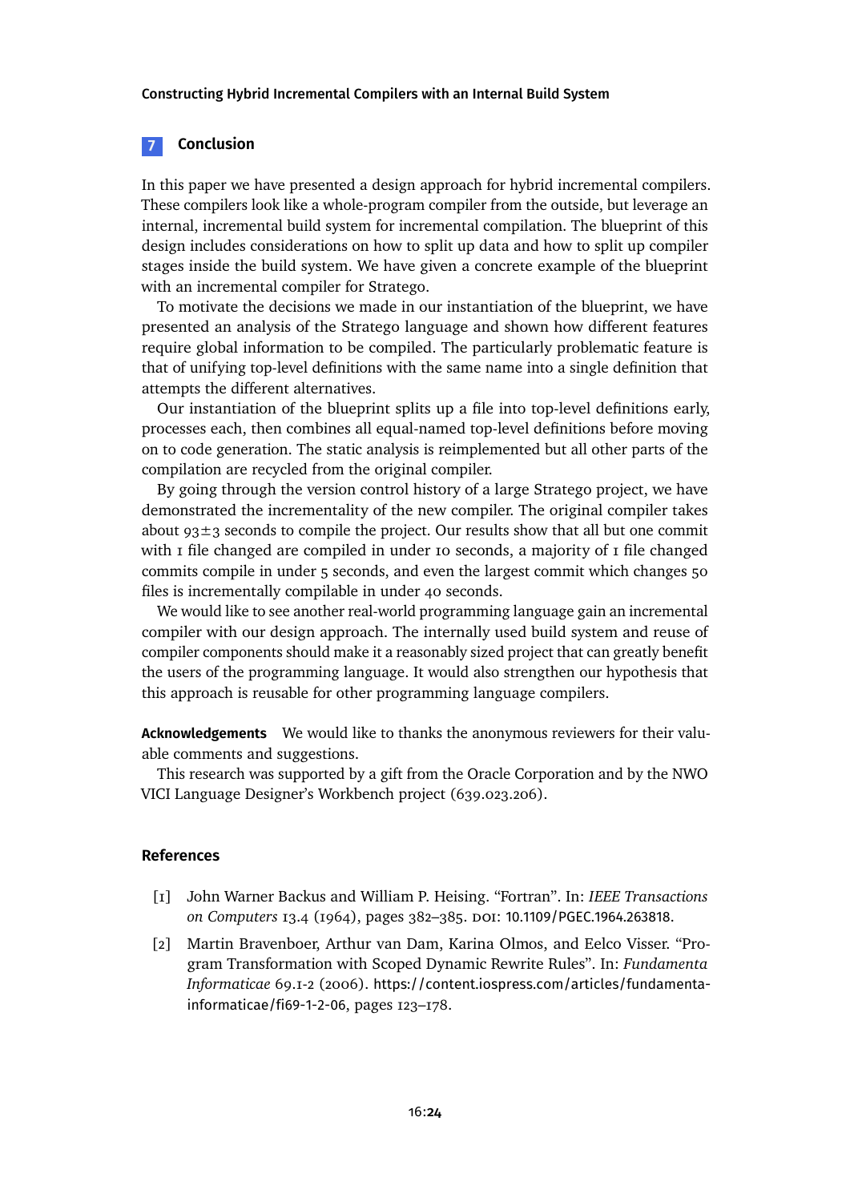## 7 Conclusion

In this paper we have presented a design approach for hybrid incremental compilers. These compilers look like a whole-program compiler from the outside, but leverage an internal, incremental build system for incremental compilation. The blueprint of this design includes considerations on how to split up data and how to split up compiler stages inside the build system. We have given a concrete example of the blueprint with an incremental compiler for Stratego.

To motivate the decisions we made in our instantiation of the blueprint, we have presented an analysis of the Stratego language and shown how different features require global information to be compiled. The particularly problematic feature is that of unifying top-level definitions with the same name into a single definition that attempts the different alternatives.

Our instantiation of the blueprint splits up a file into top-level definitions early, processes each, then combines all equal-named top-level definitions before moving on to code generation. The static analysis is reimplemented but all other parts of the compilation are recycled from the original compiler.

By going through the version control history of a large Stratego project, we have demonstrated the incrementality of the new compiler. The original compiler takes about $93 \pm 3$ seconds to compile the project. Our results show that all but one commit with 1 file changed are compiled in under 10 seconds, a majority of 1 file changed commits compile in under 5 seconds, and even the largest commit which changes 50 files is incrementally compilable in under 40 seconds.

We would like to see another real-world programming language gain an incremental compiler with our design approach. The internally used build system and reuse of compiler components should make it a reasonably sized project that can greatly benefit the users of the programming language. It would also strengthen our hypothesis that this approach is reusable for other programming language compilers.

**Acknowledgements** We would like to thanks the anonymous reviewers for their valuable comments and suggestions.

This research was supported by a gift from the Oracle Corporation and by the NWO VICI Language Designer's Workbench project (639.023.206).

## References

[1] John Warner Backus and William P. Heising. "Fortran". In: *IEEE Transactions on Computers* 13.4 (1964), pages 382–385. DOI: 10.1109/PGEC.1964.263818.

[2] Martin Bravenboer, Arthur van Dam, Karina Olmos, and Eelco Visser. "Program Transformation with Scoped Dynamic Rewrite Rules". In: *Fundamenta Informaticae* 69.1-2 (2006). https://content.iospress.com/articles/fundamenta-informaticae/fi69-1-2-06, pages 123–178.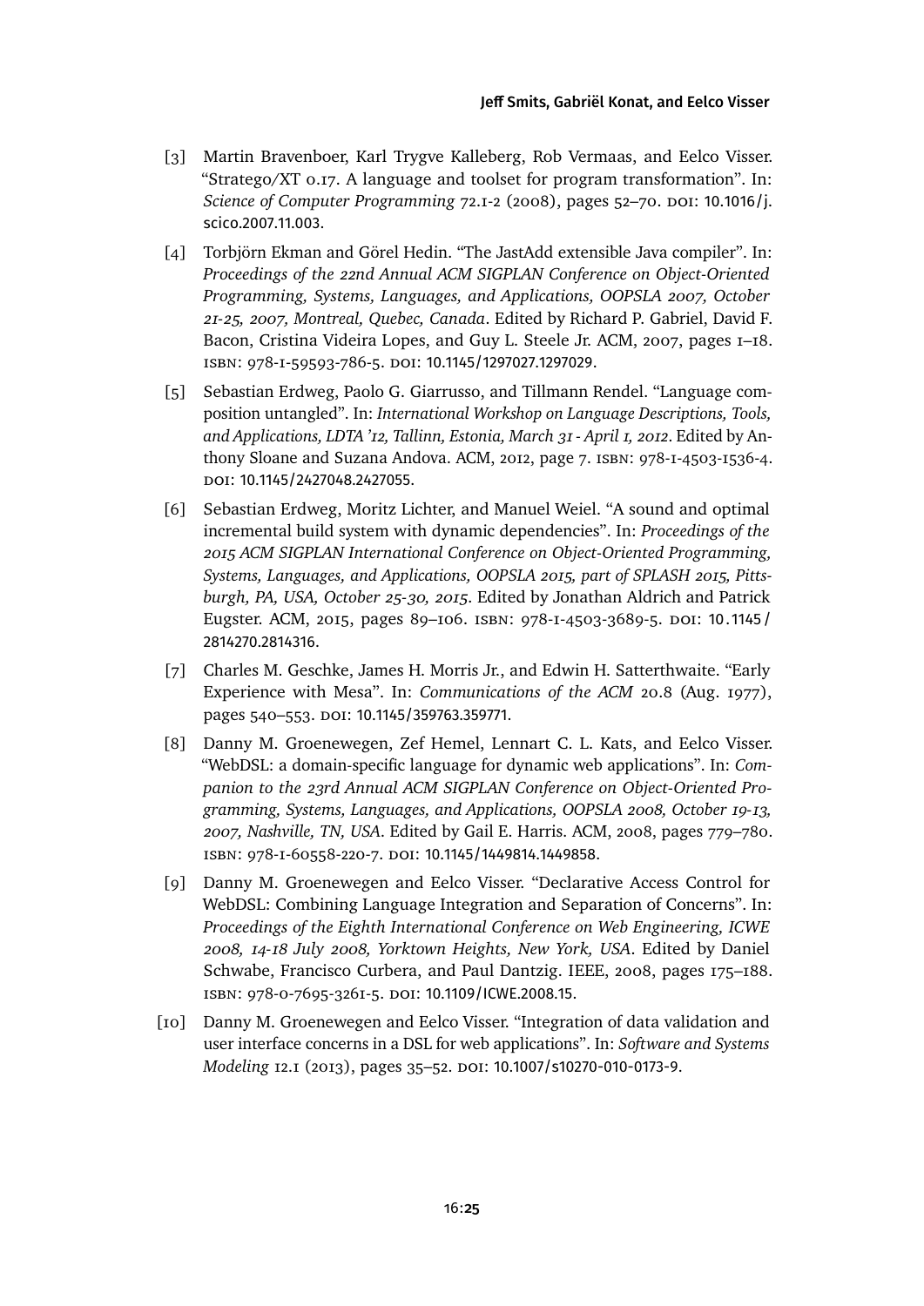[3] Martin Bravenboer, Karl Trygve Kalleberg, Rob Vermaas, and Eelco Visser. "Stratego/XT 0.17. A language and toolset for program transformation". In: *Science of Computer Programming* 72.1-2 (2008), pages 52–70. DOI: 10.1016/j.scico.2007.11.003.

[4] Torbjörn Ekman and Görel Hedin. "The JastAdd extensible Java compiler". In: *Proceedings of the 22nd Annual ACM SIGPLAN Conference on Object-Oriented Programming, Systems, Languages, and Applications, OOPSLA 2007, October 21-25, 2007, Montreal, Quebec, Canada*. Edited by Richard P. Gabriel, David F. Bacon, Cristina Videira Lopes, and Guy L. Steele Jr. ACM, 2007, pages 1–18. ISBN: 978-1-59593-786-5. DOI: 10.1145/1297027.1297029.

[5] Sebastian Erdweg, Paolo G. Giarrusso, and Tillmann Rendel. "Language composition untangled". In: *International Workshop on Language Descriptions, Tools, and Applications, LDTA '12, Tallinn, Estonia, March 31 - April 1, 2012*. Edited by Anthony Sloane and Suzana Andova. ACM, 2012, page 7. ISBN: 978-1-4503-1536-4. DOI: 10.1145/2427048.2427055.

[6] Sebastian Erdweg, Moritz Lichter, and Manuel Weiel. "A sound and optimal incremental build system with dynamic dependencies". In: *Proceedings of the 2015 ACM SIGPLAN International Conference on Object-Oriented Programming, Systems, Languages, and Applications, OOPSLA 2015, part of SPLASH 2015, Pittsburgh, PA, USA, October 25-30, 2015*. Edited by Jonathan Aldrich and Patrick Eugster. ACM, 2015, pages 89–106. ISBN: 978-1-4503-3689-5. DOI: 10.1145/2814270.2814316.

[7] Charles M. Geschke, James H. Morris Jr., and Edwin H. Satterthwaite. "Early Experience with Mesa". In: *Communications of the ACM* 20.8 (Aug. 1977), pages 540–553. DOI: 10.1145/359763.359771.

[8] Danny M. Groenewegen, Zef Hemel, Lennart C. L. Kats, and Eelco Visser. "WebDSL: a domain-specific language for dynamic web applications". In: *Companion to the 23rd Annual ACM SIGPLAN Conference on Object-Oriented Programming, Systems, Languages, and Applications, OOPSLA 2008, October 19-13, 2007, Nashville, TN, USA*. Edited by Gail E. Harris. ACM, 2008, pages 779–780. ISBN: 978-1-60558-220-7. DOI: 10.1145/1449814.1449858.

[9] Danny M. Groenewegen and Eelco Visser. "Declarative Access Control for WebDSL: Combining Language Integration and Separation of Concerns". In: *Proceedings of the Eighth International Conference on Web Engineering, ICWE 2008, 14-18 July 2008, Yorktown Heights, New York, USA*. Edited by Daniel Schwabe, Francisco Curbera, and Paul Dantzig. IEEE, 2008, pages 175–188. ISBN: 978-0-7695-3261-5. DOI: 10.1109/ICWE.2008.15.

[10] Danny M. Groenewegen and Eelco Visser. "Integration of data validation and user interface concerns in a DSL for web applications". In: *Software and Systems Modeling* 12.1 (2013), pages 35–52. DOI: 10.1007/s10270-010-0173-9.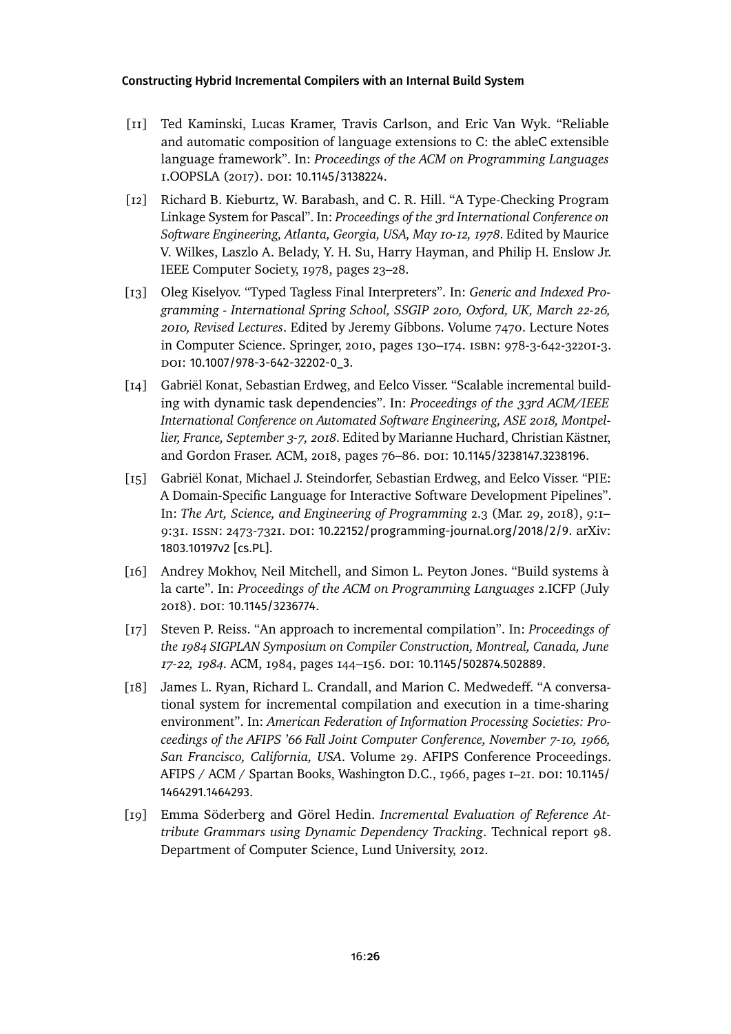[11] Ted Kaminski, Lucas Kramer, Travis Carlson, and Eric Van Wyk. "Reliable and automatic composition of language extensions to C: the ableC extensible language framework". In: *Proceedings of the ACM on Programming Languages* 1.OOPSLA (2017). DOI: 10.1145/3138224.

[12] Richard B. Kieburtz, W. Barabash, and C. R. Hill. "A Type-Checking Program Linkage System for Pascal". In: *Proceedings of the 3rd International Conference on Software Engineering, Atlanta, Georgia, USA, May 10-12, 1978*. Edited by Maurice V. Wilkes, Laszlo A. Belady, Y. H. Su, Harry Hayman, and Philip H. Enslow Jr. IEEE Computer Society, 1978, pages 23–28.

[13] Oleg Kiselyov. "Typed Tagless Final Interpreters". In: *Generic and Indexed Programming - International Spring School, SSGIP 2010, Oxford, UK, March 22-26, 2010, Revised Lectures*. Edited by Jeremy Gibbons. Volume 7470. Lecture Notes in Computer Science. Springer, 2010, pages 130–174. ISBN: 978-3-642-32201-3. DOI: 10.1007/978-3-642-32202-0_3.

[14] Gabriël Konat, Sebastian Erdweg, and Eelco Visser. "Scalable incremental building with dynamic task dependencies". In: *Proceedings of the 33rd ACM/IEEE International Conference on Automated Software Engineering, ASE 2018, Montpellier, France, September 3-7, 2018*. Edited by Marianne Huchard, Christian Kästner, and Gordon Fraser. ACM, 2018, pages 76–86. DOI: 10.1145/3238147.3238196.

[15] Gabriël Konat, Michael J. Steindorfer, Sebastian Erdweg, and Eelco Visser. "PIE: A Domain-Specific Language for Interactive Software Development Pipelines". In: *The Art, Science, and Engineering of Programming* 2.3 (Mar. 29, 2018), 9:1–9:31. ISSN: 2473-7321. DOI: 10.22152/programming-journal.org/2018/2/9. arXiv: 1803.10197v2 [cs.PL].

[16] Andrey Mokhov, Neil Mitchell, and Simon L. Peyton Jones. "Build systems à la carte". In: *Proceedings of the ACM on Programming Languages* 2.ICFP (July 2018). DOI: 10.1145/3236774.

[17] Steven P. Reiss. "An approach to incremental compilation". In: *Proceedings of the 1984 SIGPLAN Symposium on Compiler Construction, Montreal, Canada, June 17-22, 1984*. ACM, 1984, pages 144–156. DOI: 10.1145/502874.502889.

[18] James L. Ryan, Richard L. Crandall, and Marion C. Medwedeff. "A conversational system for incremental compilation and execution in a time-sharing environment". In: *American Federation of Information Processing Societies: Proceedings of the AFIPS '66 Fall Joint Computer Conference, November 7-10, 1966, San Francisco, California, USA*. Volume 29. AFIPS Conference Proceedings. AFIPS / ACM / Spartan Books, Washington D.C., 1966, pages 1–21. DOI: 10.1145/1464291.1464293.

[19] Emma Söderberg and Görel Hedin. *Incremental Evaluation of Reference Attribute Grammars using Dynamic Dependency Tracking*. Technical report 98. Department of Computer Science, Lund University, 2012.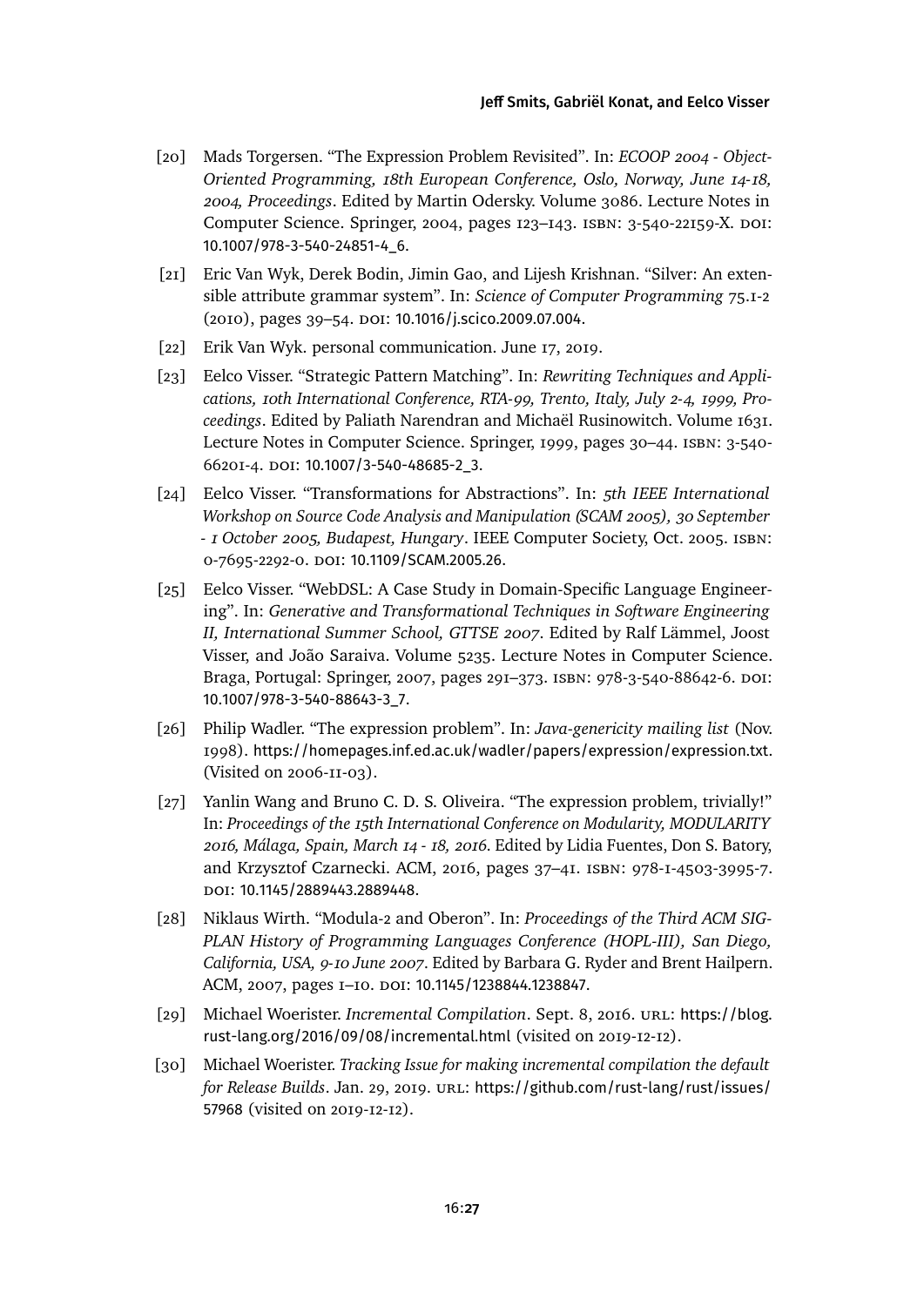[20] Mads Torgersen. “The Expression Problem Revisited”. In: *ECOOP 2004 - Object-Oriented Programming, 18th European Conference, Oslo, Norway, June 14-18, 2004, Proceedings*. Edited by Martin Odersky. Volume 3086. Lecture Notes in Computer Science. Springer, 2004, pages 123–143. ISBN: 3-540-22159-X. DOI: 10.1007/978-3-540-24851-4_6.

[21] Eric Van Wyk, Derek Bodin, Jimin Gao, and Lijesh Krishnan. “Silver: An extensible attribute grammar system”. In: *Science of Computer Programming* 75.1-2 (2010), pages 39–54. DOI: 10.1016/j.scico.2009.07.004.

[22] Erik Van Wyk. personal communication. June 17, 2019.

[23] Eelco Visser. “Strategic Pattern Matching”. In: *Rewriting Techniques and Applications, 10th International Conference, RTA-99, Trento, Italy, July 2-4, 1999, Proceedings*. Edited by Paliath Narendran and Michaël Rusinowitch. Volume 1631. Lecture Notes in Computer Science. Springer, 1999, pages 30–44. ISBN: 3-540-66201-4. DOI: 10.1007/3-540-48685-2_3.

[24] Eelco Visser. “Transformations for Abstractions”. In: *5th IEEE International Workshop on Source Code Analysis and Manipulation (SCAM 2005), 30 September - 1 October 2005, Budapest, Hungary*. IEEE Computer Society, Oct. 2005. ISBN: 0-7695-2292-0. DOI: 10.1109/SCAM.2005.26.

[25] Eelco Visser. “WebDSL: A Case Study in Domain-Specific Language Engineering”. In: *Generative and Transformational Techniques in Software Engineering II, International Summer School, GTTSE 2007*. Edited by Ralf Lämmel, Joost Visser, and João Saraiva. Volume 5235. Lecture Notes in Computer Science. Braga, Portugal: Springer, 2007, pages 291–373. ISBN: 978-3-540-88642-6. DOI: 10.1007/978-3-540-88643-3_7.

[26] Philip Wadler. “The expression problem”. In: *Java-genericity mailing list* (Nov. 1998). https://homepages.inf.ed.ac.uk/wadler/papers/expression/expression.txt. (Visited on 2006-11-03).

[27] Yanlin Wang and Bruno C. D. S. Oliveira. “The expression problem, trivially!” In: *Proceedings of the 15th International Conference on Modularity, MODULARITY 2016, Málaga, Spain, March 14 - 18, 2016*. Edited by Lidia Fuentes, Don S. Batory, and Krzysztof Czarnecki. ACM, 2016, pages 37–41. ISBN: 978-1-4503-3995-7. DOI: 10.1145/2889443.2889448.

[28] Niklaus Wirth. “Modula-2 and Oberon”. In: *Proceedings of the Third ACM SIGPLAN History of Programming Languages Conference (HOPL-III), San Diego, California, USA, 9-10 June 2007*. Edited by Barbara G. Ryder and Brent Hailpern. ACM, 2007, pages 1–10. DOI: 10.1145/1238844.1238847.

[29] Michael Woerister. *Incremental Compilation*. Sept. 8, 2016. URL: https://blog.rust-lang.org/2016/09/08/incremental.html (visited on 2019-12-12).

[30] Michael Woerister. *Tracking Issue for making incremental compilation the default for Release Builds*. Jan. 29, 2019. URL: https://github.com/rust-lang/rust/issues/57968 (visited on 2019-12-12).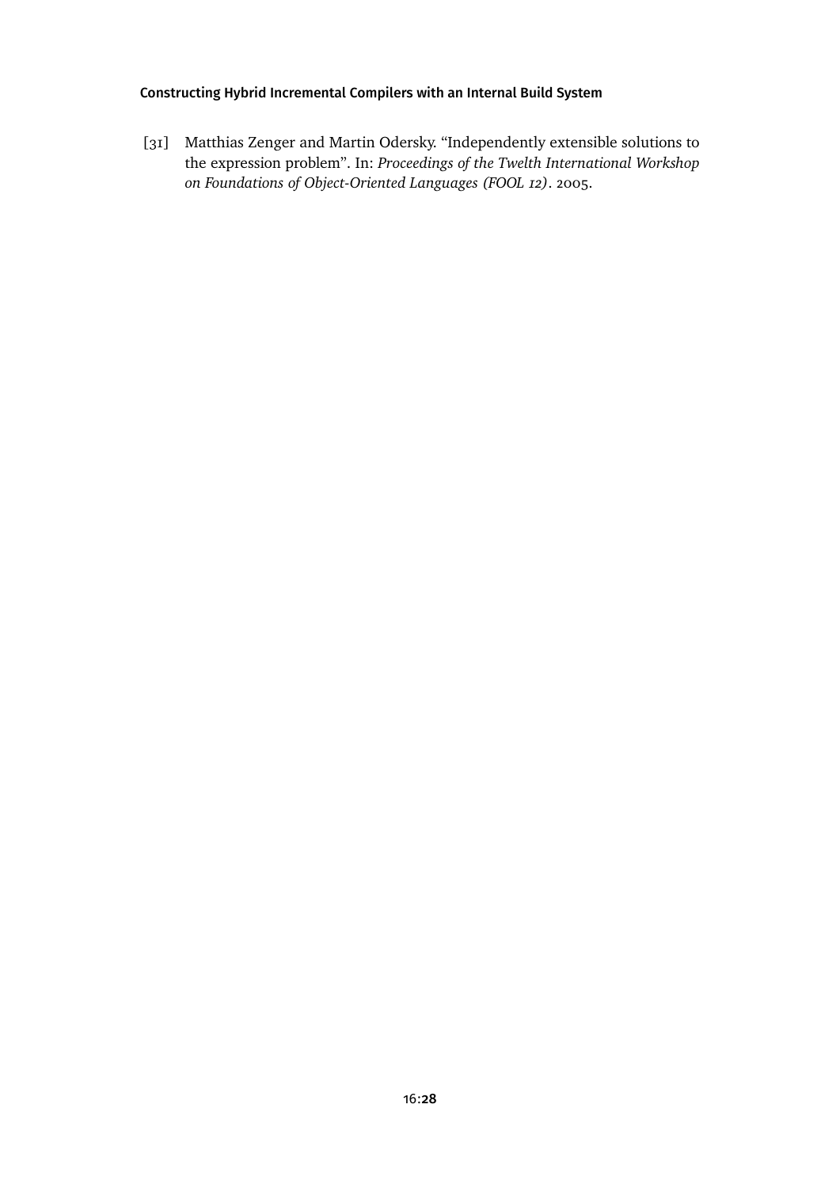[31] Matthias Zenger and Martin Odersky. "Independently extensible solutions to the expression problem". In: *Proceedings of the Twelth International Workshop on Foundations of Object-Oriented Languages (FOOL 12)*. 2005.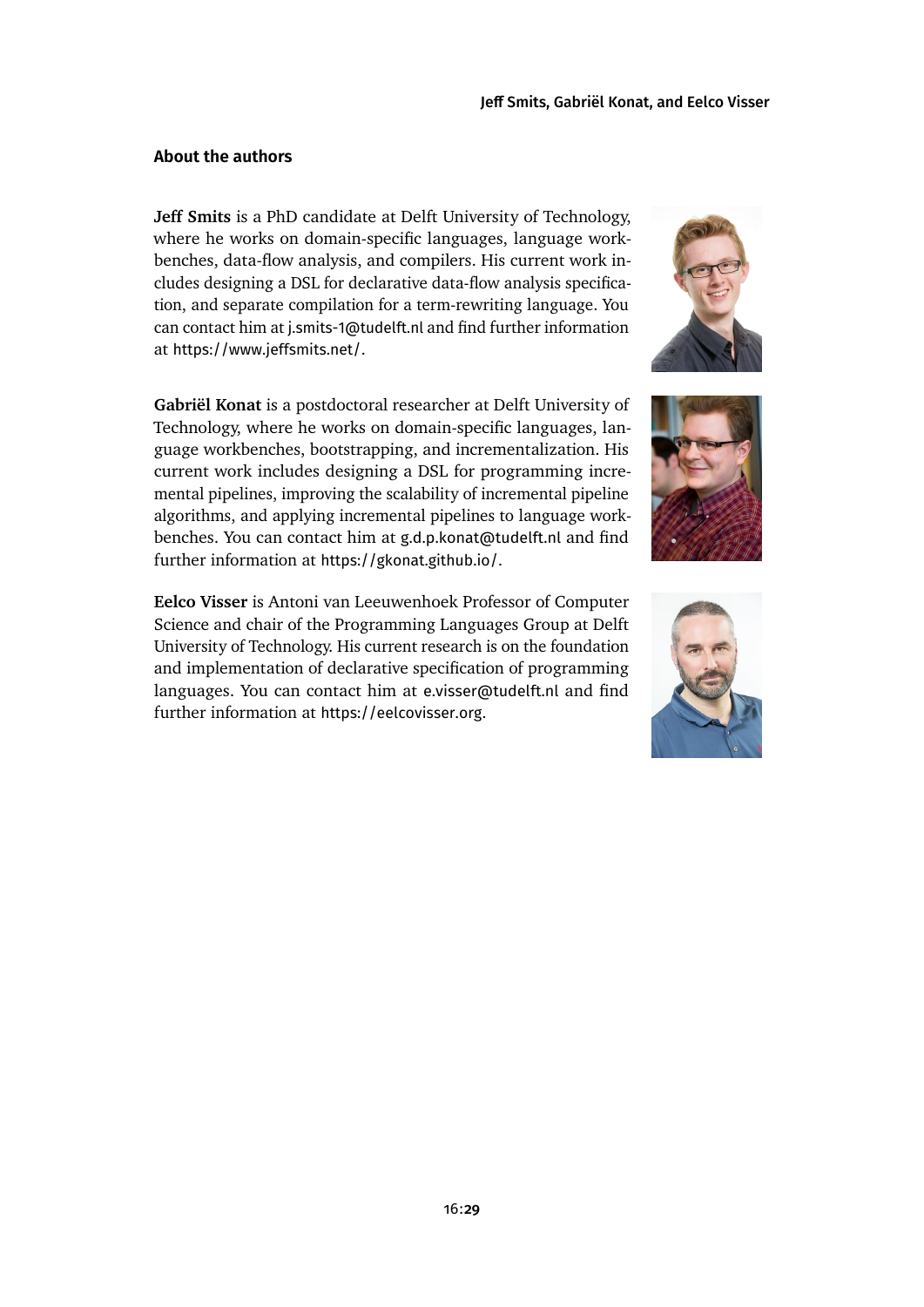## About the authors

**Jeff Smits** is a PhD candidate at Delft University of Technology, where he works on domain-specific languages, language workbenches, data-flow analysis, and compilers. His current work includes designing a DSL for declarative data-flow analysis specification, and separate compilation for a term-rewriting language. You can contact him at j.smits-1@tudelft.nl and find further information at https://www.jeffsmits.net/.

**Gabriël Konat** is a postdoctoral researcher at Delft University of Technology, where he works on domain-specific languages, language workbenches, bootstrapping, and incrementalization. His current work includes designing a DSL for programming incremental pipelines, improving the scalability of incremental pipeline algorithms, and applying incremental pipelines to language workbenches. You can contact him at g.d.p.konat@tudelft.nl and find further information at https://gkonat.github.io/.

**Eelco Visser** is Antoni van Leeuwenhoek Professor of Computer Science and chair of the Programming Languages Group at Delft University of Technology. His current research is on the foundation and implementation of declarative specification of programming languages. You can contact him at e.visser@tudelft.nl and find further information at https://eelcovisser.org.